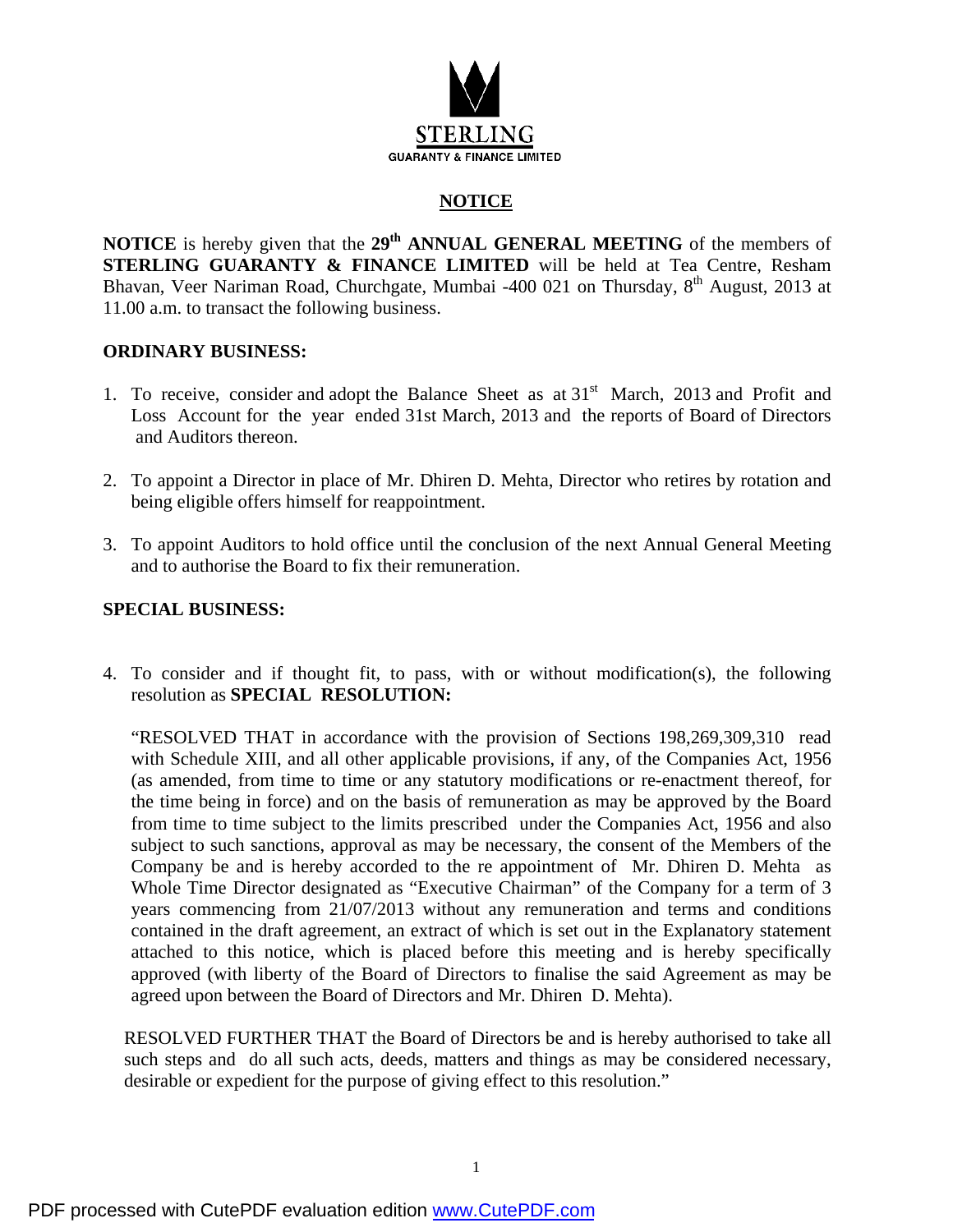**STERLING**
GUARANTY & FINANCE LIMITED

# NOTICE

**NOTICE** is hereby given that the **29th ANNUAL GENERAL MEETING** of the members of **STERLING GUARANTY & FINANCE LIMITED** will be held at Tea Centre, Resham Bhavan, Veer Nariman Road, Churchgate, Mumbai -400 021 on Thursday, 8th August, 2013 at 11.00 a.m. to transact the following business.

## ORDINARY BUSINESS:

1. To receive, consider and adopt the Balance Sheet as at 31st March, 2013 and Profit and Loss Account for the year ended 31st March, 2013 and the reports of Board of Directors and Auditors thereon.

2. To appoint a Director in place of Mr. Dhiren D. Mehta, Director who retires by rotation and being eligible offers himself for reappointment.

3. To appoint Auditors to hold office until the conclusion of the next Annual General Meeting and to authorise the Board to fix their remuneration.

## SPECIAL BUSINESS:

4. To consider and if thought fit, to pass, with or without modification(s), the following resolution as **SPECIAL RESOLUTION:**

   "RESOLVED THAT in accordance with the provision of Sections 198,269,309,310 read with Schedule XIII, and all other applicable provisions, if any, of the Companies Act, 1956 (as amended, from time to time or any statutory modifications or re-enactment thereof, for the time being in force) and on the basis of remuneration as may be approved by the Board from time to time subject to the limits prescribed under the Companies Act, 1956 and also subject to such sanctions, approval as may be necessary, the consent of the Members of the Company be and is hereby accorded to the re appointment of Mr. Dhiren D. Mehta as Whole Time Director designated as "Executive Chairman" of the Company for a term of 3 years commencing from 21/07/2013 without any remuneration and terms and conditions contained in the draft agreement, an extract of which is set out in the Explanatory statement attached to this notice, which is placed before this meeting and is hereby specifically approved (with liberty of the Board of Directors to finalise the said Agreement as may be agreed upon between the Board of Directors and Mr. Dhiren D. Mehta).

   RESOLVED FURTHER THAT the Board of Directors be and is hereby authorised to take all such steps and do all such acts, deeds, matters and things as may be considered necessary, desirable or expedient for the purpose of giving effect to this resolution."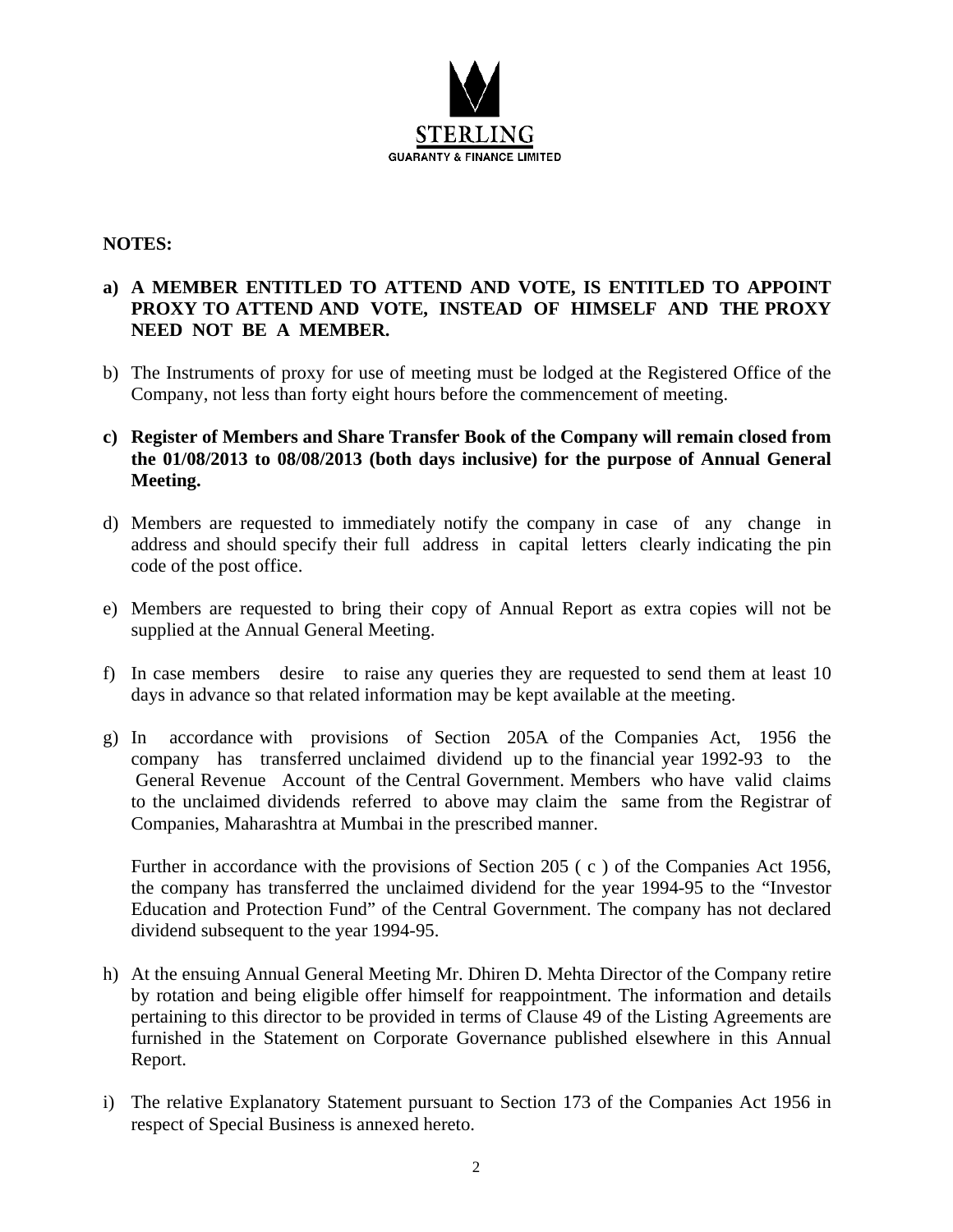STERLING
GUARANTY & FINANCE LIMITED

**NOTES:**

a) **A MEMBER ENTITLED TO ATTEND AND VOTE, IS ENTITLED TO APPOINT PROXY TO ATTEND AND VOTE, INSTEAD OF HIMSELF AND THE PROXY NEED NOT BE A MEMBER.**

b) The Instruments of proxy for use of meeting must be lodged at the Registered Office of the Company, not less than forty eight hours before the commencement of meeting.

c) **Register of Members and Share Transfer Book of the Company will remain closed from the 01/08/2013 to 08/08/2013 (both days inclusive) for the purpose of Annual General Meeting.**

d) Members are requested to immediately notify the company in case of any change in address and should specify their full address in capital letters clearly indicating the pin code of the post office.

e) Members are requested to bring their copy of Annual Report as extra copies will not be supplied at the Annual General Meeting.

f) In case members desire to raise any queries they are requested to send them at least 10 days in advance so that related information may be kept available at the meeting.

g) In accordance with provisions of Section 205A of the Companies Act, 1956 the company has transferred unclaimed dividend up to the financial year 1992-93 to the General Revenue Account of the Central Government. Members who have valid claims to the unclaimed dividends referred to above may claim the same from the Registrar of Companies, Maharashtra at Mumbai in the prescribed manner.

   Further in accordance with the provisions of Section 205 ( c ) of the Companies Act 1956, the company has transferred the unclaimed dividend for the year 1994-95 to the "Investor Education and Protection Fund" of the Central Government. The company has not declared dividend subsequent to the year 1994-95.

h) At the ensuing Annual General Meeting Mr. Dhiren D. Mehta Director of the Company retire by rotation and being eligible offer himself for reappointment. The information and details pertaining to this director to be provided in terms of Clause 49 of the Listing Agreements are furnished in the Statement on Corporate Governance published elsewhere in this Annual Report.

i) The relative Explanatory Statement pursuant to Section 173 of the Companies Act 1956 in respect of Special Business is annexed hereto.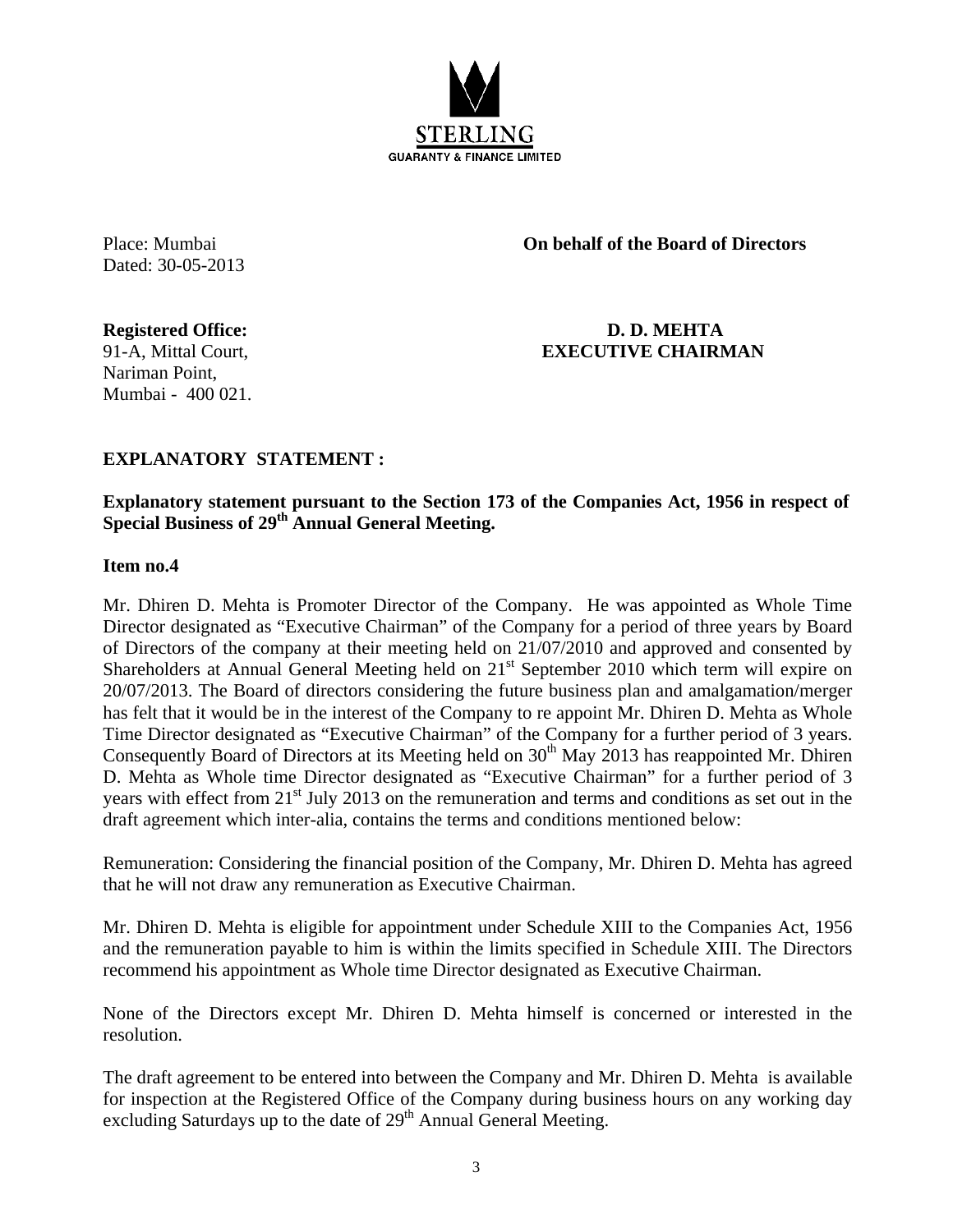**STERLING**
**GUARANTY & FINANCE LIMITED**

Place: Mumbai
Dated: 30-05-2013

**On behalf of the Board of Directors**

**Registered Office:**
91-A, Mittal Court,
Nariman Point,
Mumbai - 400 021.

**D. D. MEHTA**
**EXECUTIVE CHAIRMAN**

**EXPLANATORY STATEMENT :**

**Explanatory statement pursuant to the Section 173 of the Companies Act, 1956 in respect of Special Business of 29th Annual General Meeting.**

**Item no.4**

Mr. Dhiren D. Mehta is Promoter Director of the Company. He was appointed as Whole Time Director designated as "Executive Chairman" of the Company for a period of three years by Board of Directors of the company at their meeting held on 21/07/2010 and approved and consented by Shareholders at Annual General Meeting held on 21st September 2010 which term will expire on 20/07/2013. The Board of directors considering the future business plan and amalgamation/merger has felt that it would be in the interest of the Company to re appoint Mr. Dhiren D. Mehta as Whole Time Director designated as "Executive Chairman" of the Company for a further period of 3 years. Consequently Board of Directors at its Meeting held on 30th May 2013 has reappointed Mr. Dhiren D. Mehta as Whole time Director designated as "Executive Chairman" for a further period of 3 years with effect from 21st July 2013 on the remuneration and terms and conditions as set out in the draft agreement which inter-alia, contains the terms and conditions mentioned below:

Remuneration: Considering the financial position of the Company, Mr. Dhiren D. Mehta has agreed that he will not draw any remuneration as Executive Chairman.

Mr. Dhiren D. Mehta is eligible for appointment under Schedule XIII to the Companies Act, 1956 and the remuneration payable to him is within the limits specified in Schedule XIII. The Directors recommend his appointment as Whole time Director designated as Executive Chairman.

None of the Directors except Mr. Dhiren D. Mehta himself is concerned or interested in the resolution.

The draft agreement to be entered into between the Company and Mr. Dhiren D. Mehta is available for inspection at the Registered Office of the Company during business hours on any working day excluding Saturdays up to the date of 29th Annual General Meeting.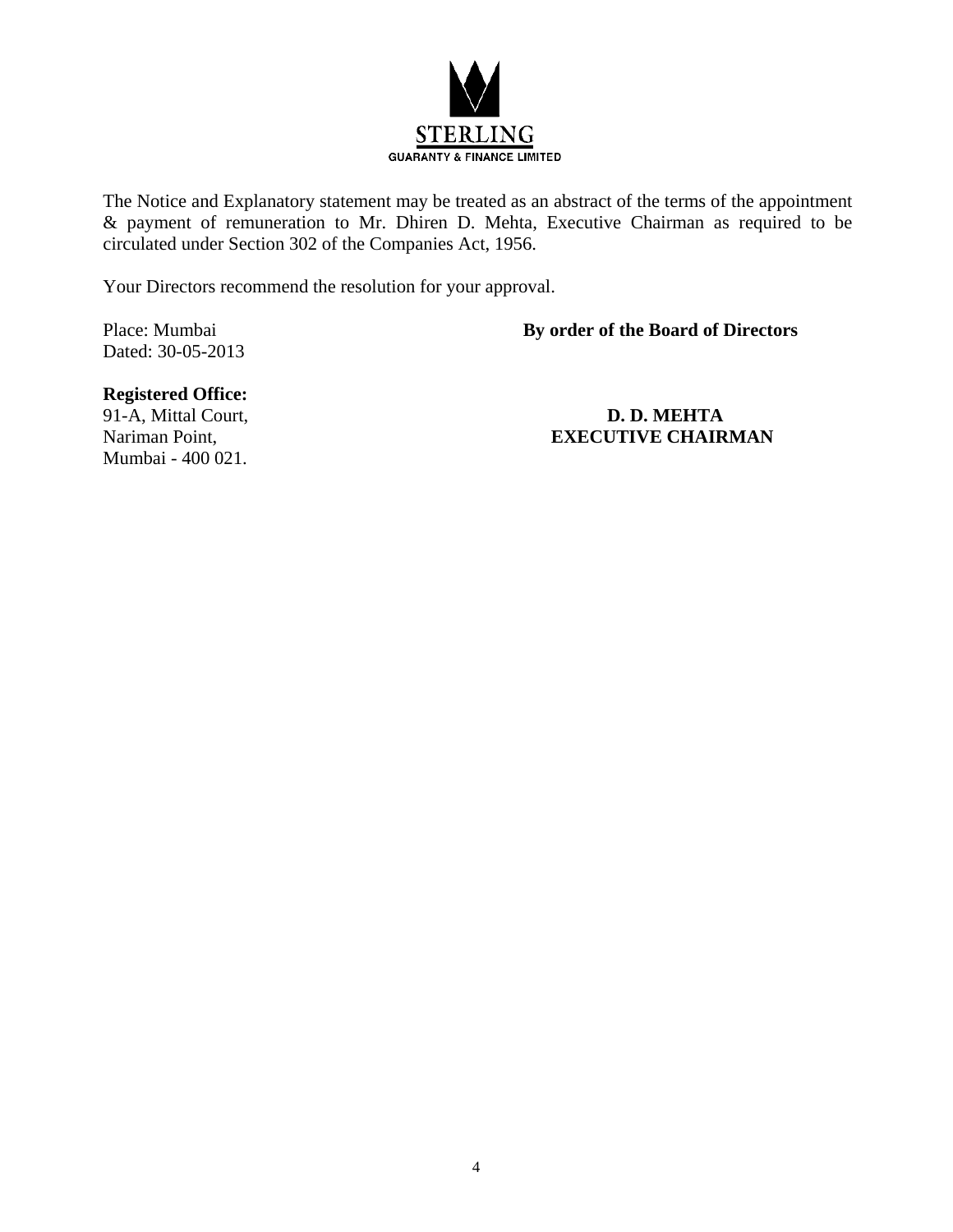The Notice and Explanatory statement may be treated as an abstract of the terms of the appointment & payment of remuneration to Mr. Dhiren D. Mehta, Executive Chairman as required to be circulated under Section 302 of the Companies Act, 1956.

Your Directors recommend the resolution for your approval.

Place: Mumbai
Dated: 30-05-2013

**By order of the Board of Directors**

**Registered Office:**
91-A, Mittal Court,
Nariman Point,
Mumbai - 400 021.

**D. D. MEHTA**
**EXECUTIVE CHAIRMAN**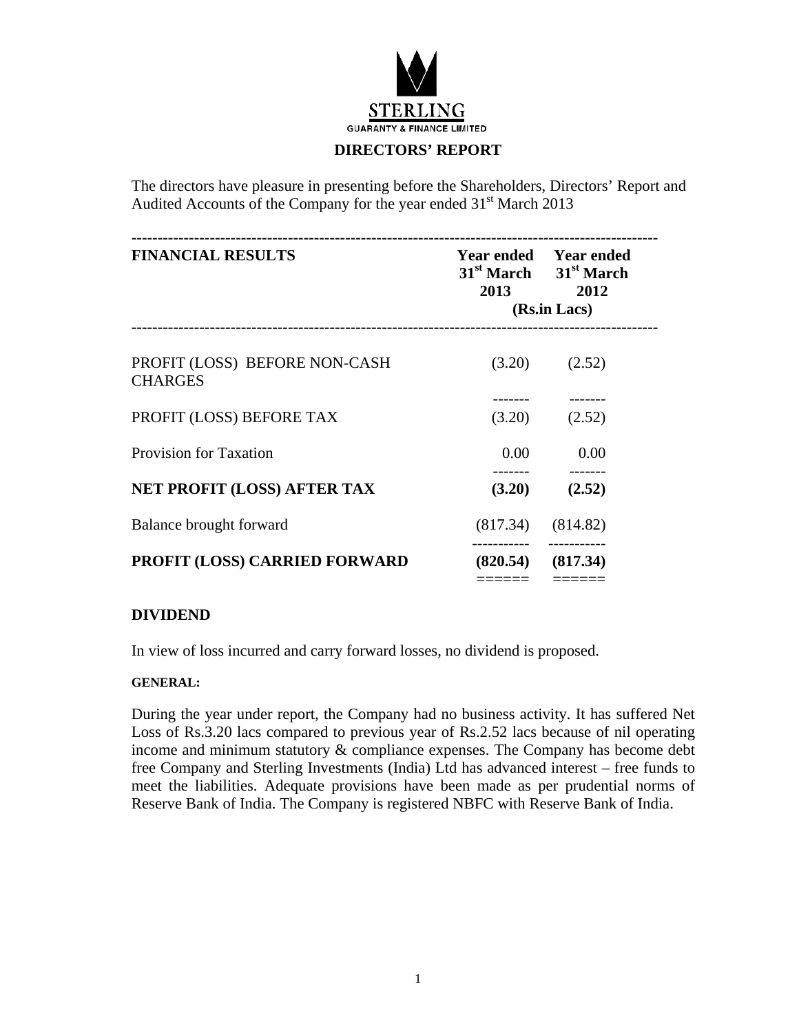**STERLING**
GUARANTY & FINANCE LIMITED

# DIRECTORS' REPORT

The directors have pleasure in presenting before the Shareholders, Directors' Report and Audited Accounts of the Company for the year ended 31st March 2013

| FINANCIAL RESULTS | Year ended 31st March 2013 | Year ended 31st March 2012 |
|---|---|---|
| | (Rs.in Lacs) | |
| PROFIT (LOSS) BEFORE NON-CASH CHARGES | (3.20) | (2.52) |
| PROFIT (LOSS) BEFORE TAX | (3.20) | (2.52) |
| Provision for Taxation | 0.00 | 0.00 |
| **NET PROFIT (LOSS) AFTER TAX** | **(3.20)** | **(2.52)** |
| Balance brought forward | (817.34) | (814.82) |
| **PROFIT (LOSS) CARRIED FORWARD** | **(820.54)** | **(817.34)** |

## DIVIDEND

In view of loss incurred and carry forward losses, no dividend is proposed.

**GENERAL:**

During the year under report, the Company had no business activity. It has suffered Net Loss of Rs.3.20 lacs compared to previous year of Rs.2.52 lacs because of nil operating income and minimum statutory & compliance expenses. The Company has become debt free Company and Sterling Investments (India) Ltd has advanced interest – free funds to meet the liabilities. Adequate provisions have been made as per prudential norms of Reserve Bank of India. The Company is registered NBFC with Reserve Bank of India.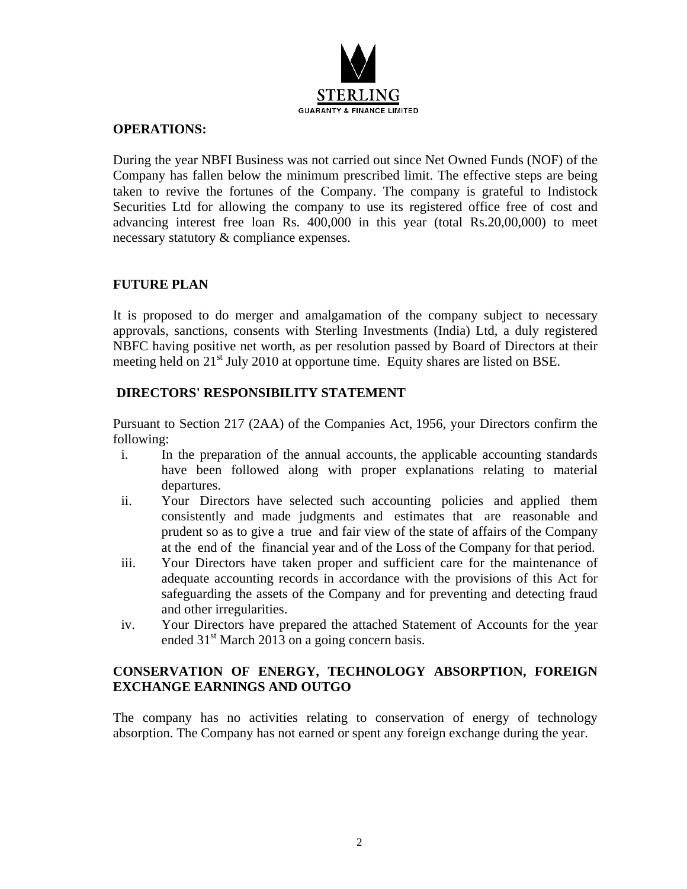## OPERATIONS:

During the year NBFI Business was not carried out since Net Owned Funds (NOF) of the Company has fallen below the minimum prescribed limit. The effective steps are being taken to revive the fortunes of the Company. The company is grateful to Indistock Securities Ltd for allowing the company to use its registered office free of cost and advancing interest free loan Rs. 400,000 in this year (total Rs.20,00,000) to meet necessary statutory & compliance expenses.

## FUTURE PLAN

It is proposed to do merger and amalgamation of the company subject to necessary approvals, sanctions, consents with Sterling Investments (India) Ltd, a duly registered NBFC having positive net worth, as per resolution passed by Board of Directors at their meeting held on 21st July 2010 at opportune time. Equity shares are listed on BSE.

## DIRECTORS' RESPONSIBILITY STATEMENT

Pursuant to Section 217 (2AA) of the Companies Act, 1956, your Directors confirm the following:

i. In the preparation of the annual accounts, the applicable accounting standards have been followed along with proper explanations relating to material departures.

ii. Your Directors have selected such accounting policies and applied them consistently and made judgments and estimates that are reasonable and prudent so as to give a true and fair view of the state of affairs of the Company at the end of the financial year and of the Loss of the Company for that period.

iii. Your Directors have taken proper and sufficient care for the maintenance of adequate accounting records in accordance with the provisions of this Act for safeguarding the assets of the Company and for preventing and detecting fraud and other irregularities.

iv. Your Directors have prepared the attached Statement of Accounts for the year ended 31st March 2013 on a going concern basis.

## CONSERVATION OF ENERGY, TECHNOLOGY ABSORPTION, FOREIGN EXCHANGE EARNINGS AND OUTGO

The company has no activities relating to conservation of energy of technology absorption. The Company has not earned or spent any foreign exchange during the year.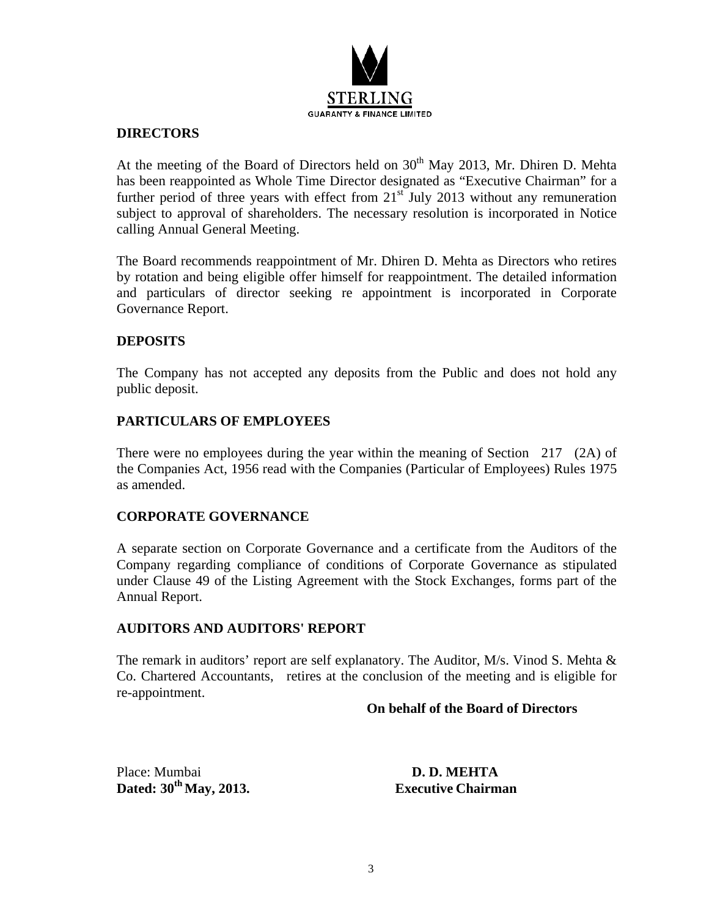STERLING
GUARANTY & FINANCE LIMITED

## DIRECTORS

At the meeting of the Board of Directors held on 30th May 2013, Mr. Dhiren D. Mehta has been reappointed as Whole Time Director designated as "Executive Chairman" for a further period of three years with effect from 21st July 2013 without any remuneration subject to approval of shareholders. The necessary resolution is incorporated in Notice calling Annual General Meeting.

The Board recommends reappointment of Mr. Dhiren D. Mehta as Directors who retires by rotation and being eligible offer himself for reappointment. The detailed information and particulars of director seeking re appointment is incorporated in Corporate Governance Report.

## DEPOSITS

The Company has not accepted any deposits from the Public and does not hold any public deposit.

## PARTICULARS OF EMPLOYEES

There were no employees during the year within the meaning of Section 217 (2A) of the Companies Act, 1956 read with the Companies (Particular of Employees) Rules 1975 as amended.

## CORPORATE GOVERNANCE

A separate section on Corporate Governance and a certificate from the Auditors of the Company regarding compliance of conditions of Corporate Governance as stipulated under Clause 49 of the Listing Agreement with the Stock Exchanges, forms part of the Annual Report.

## AUDITORS AND AUDITORS' REPORT

The remark in auditors' report are self explanatory. The Auditor, M/s. Vinod S. Mehta & Co. Chartered Accountants, retires at the conclusion of the meeting and is eligible for re-appointment.

**On behalf of the Board of Directors**

Place: Mumbai
**Dated: 30th May, 2013.**

**D. D. MEHTA**
**Executive Chairman**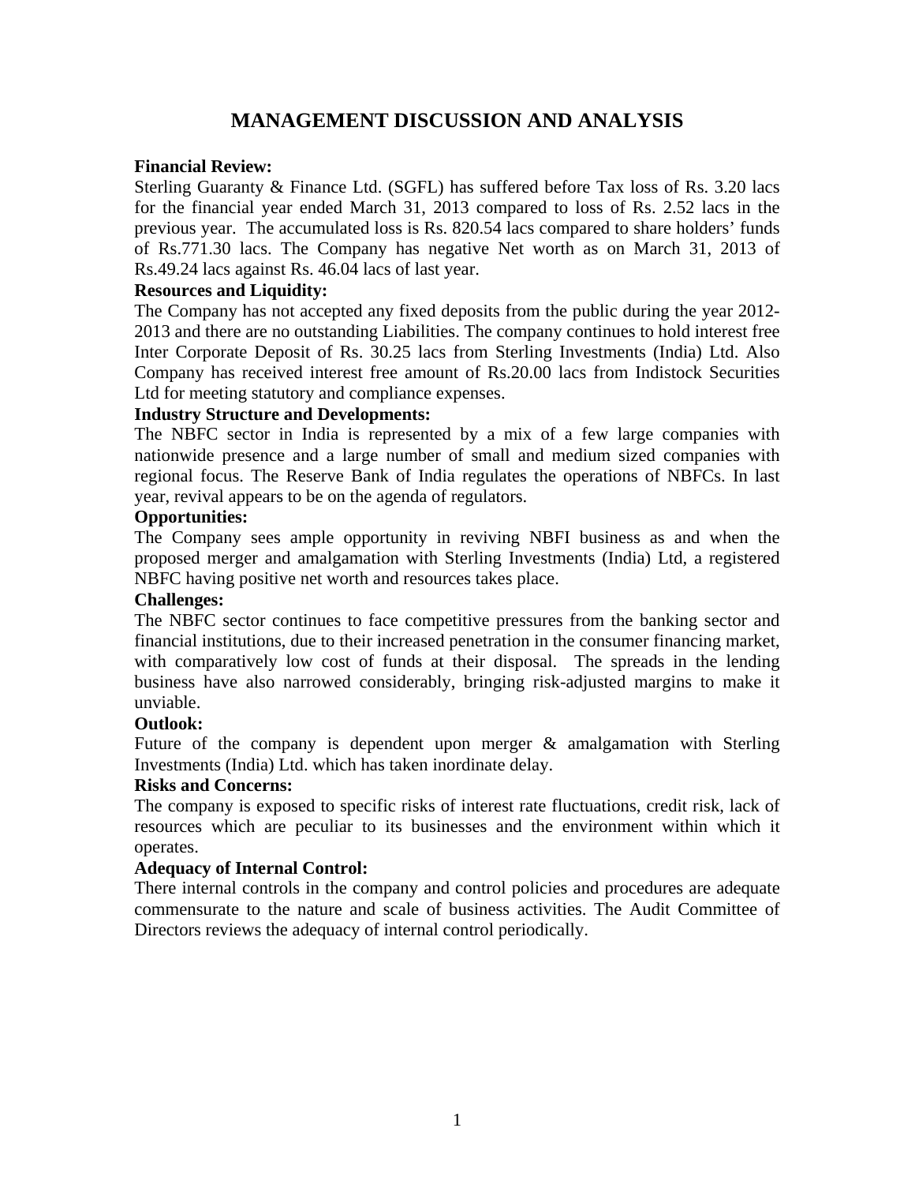# MANAGEMENT DISCUSSION AND ANALYSIS

**Financial Review:**

Sterling Guaranty & Finance Ltd. (SGFL) has suffered before Tax loss of Rs. 3.20 lacs for the financial year ended March 31, 2013 compared to loss of Rs. 2.52 lacs in the previous year. The accumulated loss is Rs. 820.54 lacs compared to share holders' funds of Rs.771.30 lacs. The Company has negative Net worth as on March 31, 2013 of Rs.49.24 lacs against Rs. 46.04 lacs of last year.

**Resources and Liquidity:**

The Company has not accepted any fixed deposits from the public during the year 2012-2013 and there are no outstanding Liabilities. The company continues to hold interest free Inter Corporate Deposit of Rs. 30.25 lacs from Sterling Investments (India) Ltd. Also Company has received interest free amount of Rs.20.00 lacs from Indistock Securities Ltd for meeting statutory and compliance expenses.

**Industry Structure and Developments:**

The NBFC sector in India is represented by a mix of a few large companies with nationwide presence and a large number of small and medium sized companies with regional focus. The Reserve Bank of India regulates the operations of NBFCs. In last year, revival appears to be on the agenda of regulators.

**Opportunities:**

The Company sees ample opportunity in reviving NBFI business as and when the proposed merger and amalgamation with Sterling Investments (India) Ltd, a registered NBFC having positive net worth and resources takes place.

**Challenges:**

The NBFC sector continues to face competitive pressures from the banking sector and financial institutions, due to their increased penetration in the consumer financing market, with comparatively low cost of funds at their disposal. The spreads in the lending business have also narrowed considerably, bringing risk-adjusted margins to make it unviable.

**Outlook:**

Future of the company is dependent upon merger & amalgamation with Sterling Investments (India) Ltd. which has taken inordinate delay.

**Risks and Concerns:**

The company is exposed to specific risks of interest rate fluctuations, credit risk, lack of resources which are peculiar to its businesses and the environment within which it operates.

**Adequacy of Internal Control:**

There internal controls in the company and control policies and procedures are adequate commensurate to the nature and scale of business activities. The Audit Committee of Directors reviews the adequacy of internal control periodically.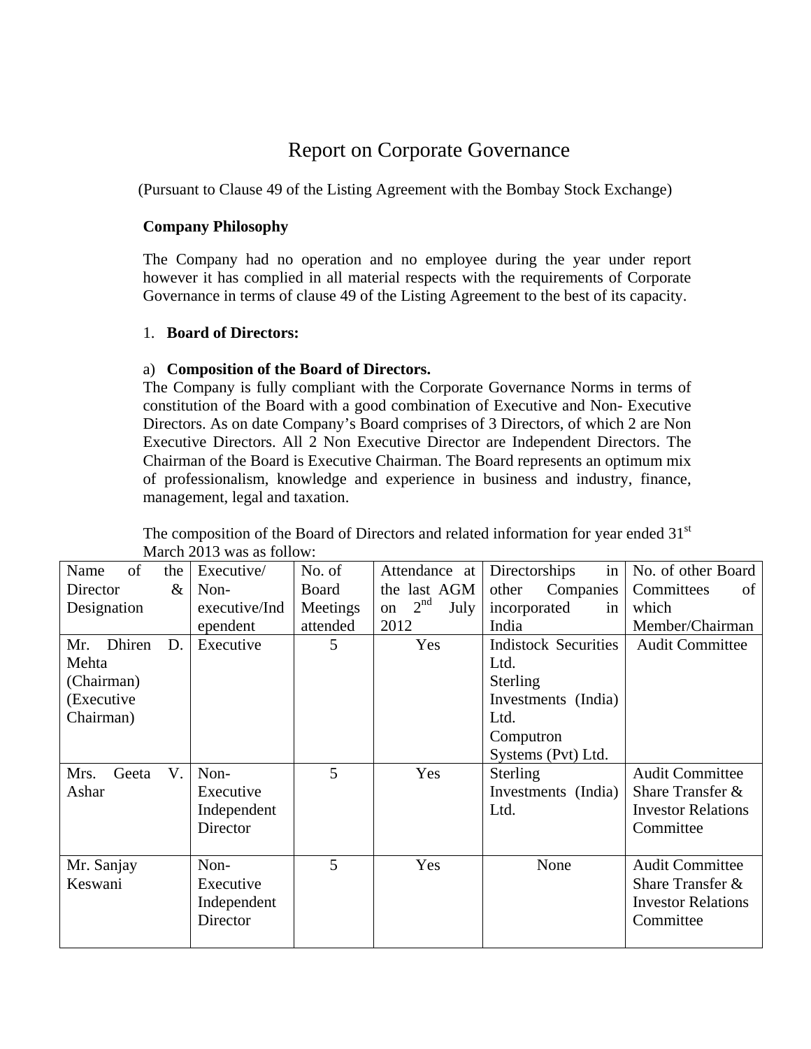# Report on Corporate Governance

(Pursuant to Clause 49 of the Listing Agreement with the Bombay Stock Exchange)

**Company Philosophy**

The Company had no operation and no employee during the year under report however it has complied in all material respects with the requirements of Corporate Governance in terms of clause 49 of the Listing Agreement to the best of its capacity.

1. **Board of Directors:**

a) **Composition of the Board of Directors.**

The Company is fully compliant with the Corporate Governance Norms in terms of constitution of the Board with a good combination of Executive and Non- Executive Directors. As on date Company's Board comprises of 3 Directors, of which 2 are Non Executive Directors. All 2 Non Executive Director are Independent Directors. The Chairman of the Board is Executive Chairman. The Board represents an optimum mix of professionalism, knowledge and experience in business and industry, finance, management, legal and taxation.

The composition of the Board of Directors and related information for year ended 31st March 2013 was as follow:

| Name of the Director & Designation | Executive/ Non-executive/Independent | No. of Board Meetings attended | Attendance at the last AGM on 2nd July 2012 | Directorships in other Companies incorporated in India | No. of other Board Committees of which Member/Chairman |
|---|---|---|---|---|---|
| Mr. Dhiren D. Mehta (Chairman) (Executive Chairman) | Executive | 5 | Yes | Indistock Securities Ltd.<br>Sterling Investments (India) Ltd.<br>Computron Systems (Pvt) Ltd. | Audit Committee |
| Mrs. Geeta V. Ashar | Non-Executive Independent Director | 5 | Yes | Sterling Investments (India) Ltd. | Audit Committee<br>Share Transfer & Investor Relations Committee |
| Mr. Sanjay Keswani | Non-Executive Independent Director | 5 | Yes | None | Audit Committee<br>Share Transfer & Investor Relations Committee |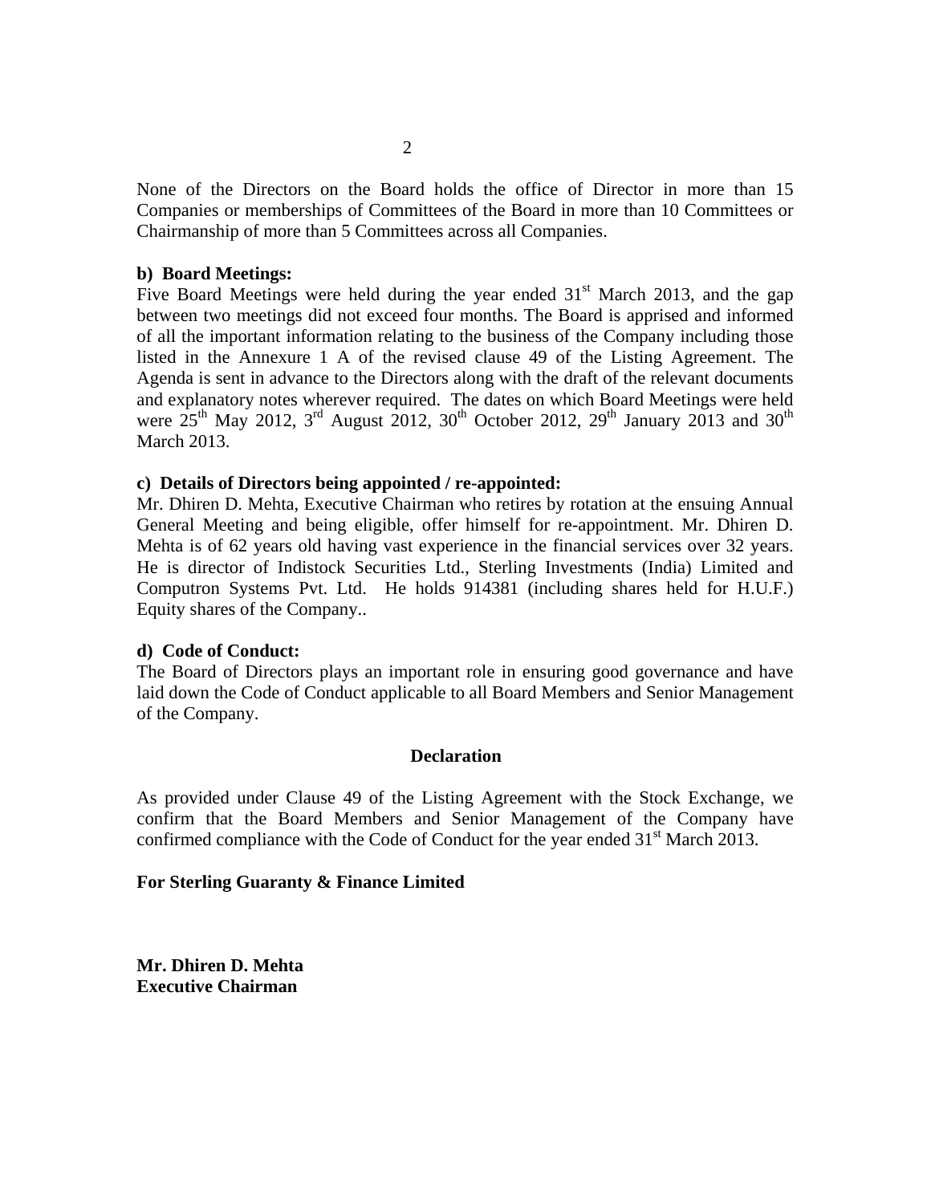None of the Directors on the Board holds the office of Director in more than 15 Companies or memberships of Committees of the Board in more than 10 Committees or Chairmanship of more than 5 Committees across all Companies.

**b) Board Meetings:**

Five Board Meetings were held during the year ended 31st March 2013, and the gap between two meetings did not exceed four months. The Board is apprised and informed of all the important information relating to the business of the Company including those listed in the Annexure 1 A of the revised clause 49 of the Listing Agreement. The Agenda is sent in advance to the Directors along with the draft of the relevant documents and explanatory notes wherever required. The dates on which Board Meetings were held were 25th May 2012, 3rd August 2012, 30th October 2012, 29th January 2013 and 30th March 2013.

**c) Details of Directors being appointed / re-appointed:**

Mr. Dhiren D. Mehta, Executive Chairman who retires by rotation at the ensuing Annual General Meeting and being eligible, offer himself for re-appointment. Mr. Dhiren D. Mehta is of 62 years old having vast experience in the financial services over 32 years. He is director of Indistock Securities Ltd., Sterling Investments (India) Limited and Computron Systems Pvt. Ltd. He holds 914381 (including shares held for H.U.F.) Equity shares of the Company..

**d) Code of Conduct:**

The Board of Directors plays an important role in ensuring good governance and have laid down the Code of Conduct applicable to all Board Members and Senior Management of the Company.

**Declaration**

As provided under Clause 49 of the Listing Agreement with the Stock Exchange, we confirm that the Board Members and Senior Management of the Company have confirmed compliance with the Code of Conduct for the year ended 31st March 2013.

**For Sterling Guaranty & Finance Limited**

**Mr. Dhiren D. Mehta**
**Executive Chairman**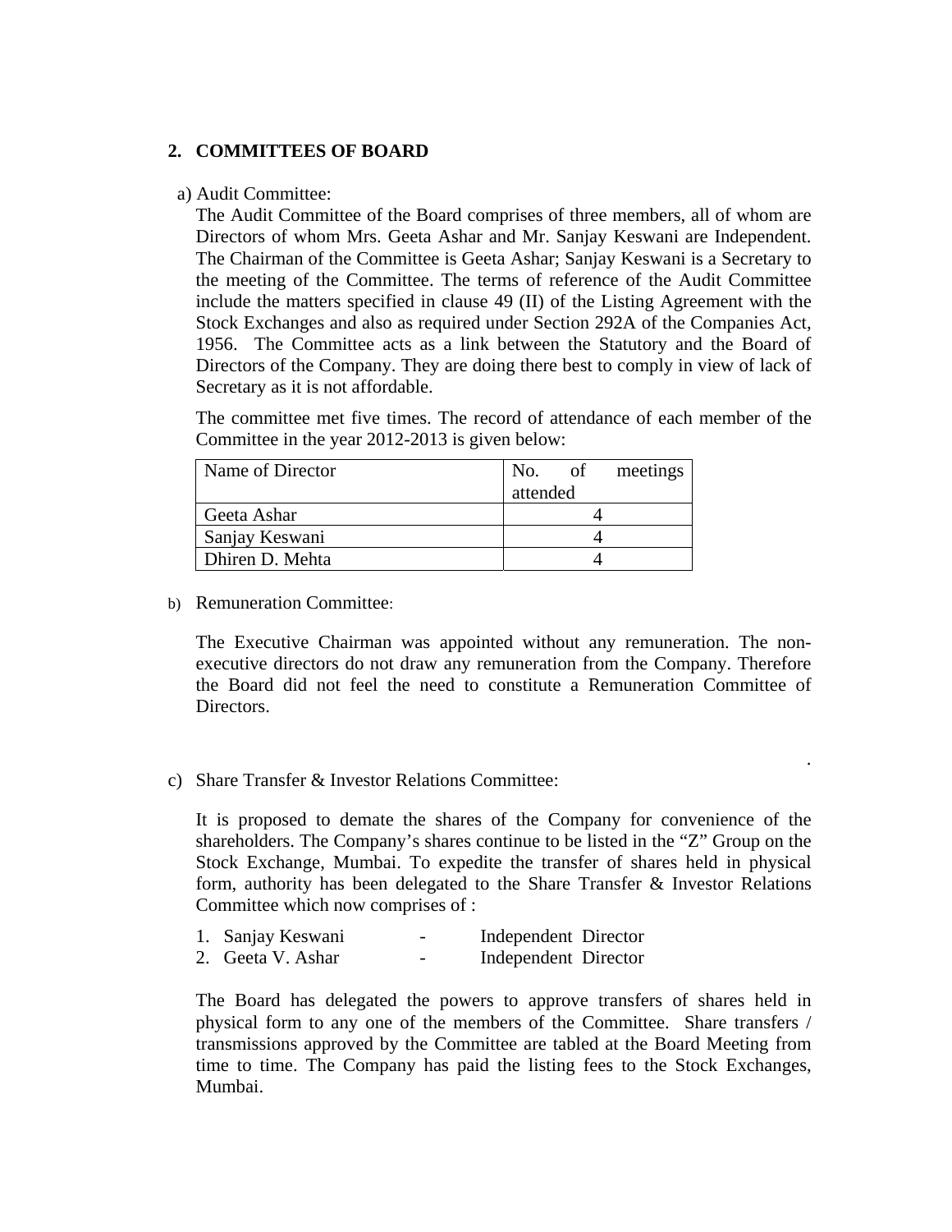## 2. COMMITTEES OF BOARD

a) Audit Committee:

The Audit Committee of the Board comprises of three members, all of whom are Directors of whom Mrs. Geeta Ashar and Mr. Sanjay Keswani are Independent. The Chairman of the Committee is Geeta Ashar; Sanjay Keswani is a Secretary to the meeting of the Committee. The terms of reference of the Audit Committee include the matters specified in clause 49 (II) of the Listing Agreement with the Stock Exchanges and also as required under Section 292A of the Companies Act, 1956. The Committee acts as a link between the Statutory and the Board of Directors of the Company. They are doing there best to comply in view of lack of Secretary as it is not affordable.

The committee met five times. The record of attendance of each member of the Committee in the year 2012-2013 is given below:

| Name of Director | No. of meetings attended |
|---|---|
| Geeta Ashar | 4 |
| Sanjay Keswani | 4 |
| Dhiren D. Mehta | 4 |

b) Remuneration Committee:

The Executive Chairman was appointed without any remuneration. The non-executive directors do not draw any remuneration from the Company. Therefore the Board did not feel the need to constitute a Remuneration Committee of Directors.

c) Share Transfer & Investor Relations Committee:

It is proposed to demate the shares of the Company for convenience of the shareholders. The Company's shares continue to be listed in the "Z" Group on the Stock Exchange, Mumbai. To expedite the transfer of shares held in physical form, authority has been delegated to the Share Transfer & Investor Relations Committee which now comprises of :

1. Sanjay Keswani - Independent Director
2. Geeta V. Ashar - Independent Director

The Board has delegated the powers to approve transfers of shares held in physical form to any one of the members of the Committee. Share transfers / transmissions approved by the Committee are tabled at the Board Meeting from time to time. The Company has paid the listing fees to the Stock Exchanges, Mumbai.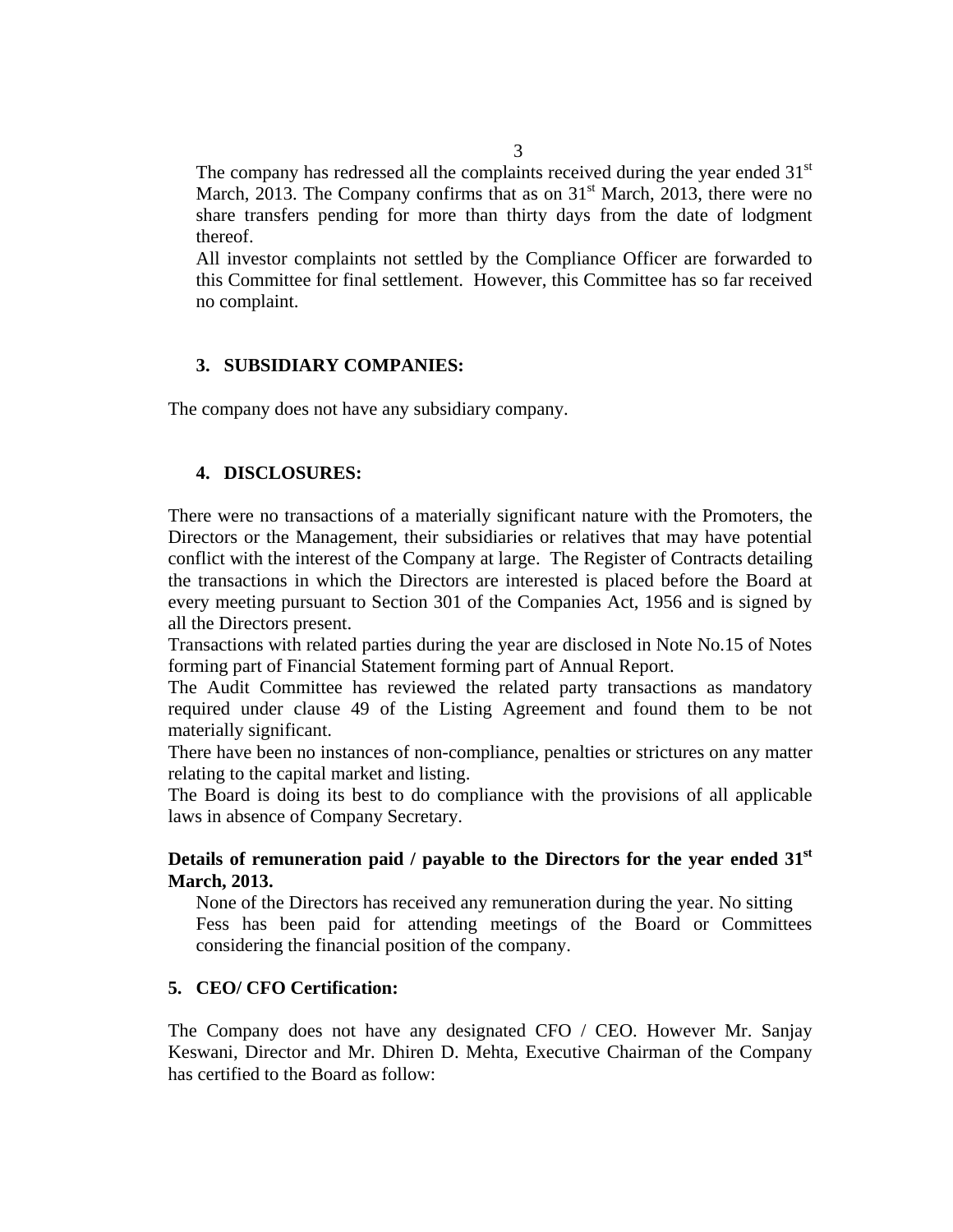The company has redressed all the complaints received during the year ended 31st March, 2013. The Company confirms that as on 31st March, 2013, there were no share transfers pending for more than thirty days from the date of lodgment thereof.

All investor complaints not settled by the Compliance Officer are forwarded to this Committee for final settlement. However, this Committee has so far received no complaint.

### 3. SUBSIDIARY COMPANIES:

The company does not have any subsidiary company.

### 4. DISCLOSURES:

There were no transactions of a materially significant nature with the Promoters, the Directors or the Management, their subsidiaries or relatives that may have potential conflict with the interest of the Company at large. The Register of Contracts detailing the transactions in which the Directors are interested is placed before the Board at every meeting pursuant to Section 301 of the Companies Act, 1956 and is signed by all the Directors present.

Transactions with related parties during the year are disclosed in Note No.15 of Notes forming part of Financial Statement forming part of Annual Report.

The Audit Committee has reviewed the related party transactions as mandatory required under clause 49 of the Listing Agreement and found them to be not materially significant.

There have been no instances of non-compliance, penalties or strictures on any matter relating to the capital market and listing.

The Board is doing its best to do compliance with the provisions of all applicable laws in absence of Company Secretary.

**Details of remuneration paid / payable to the Directors for the year ended 31st March, 2013.**

None of the Directors has received any remuneration during the year. No sitting Fess has been paid for attending meetings of the Board or Committees considering the financial position of the company.

### 5. CEO/ CFO Certification:

The Company does not have any designated CFO / CEO. However Mr. Sanjay Keswani, Director and Mr. Dhiren D. Mehta, Executive Chairman of the Company has certified to the Board as follow: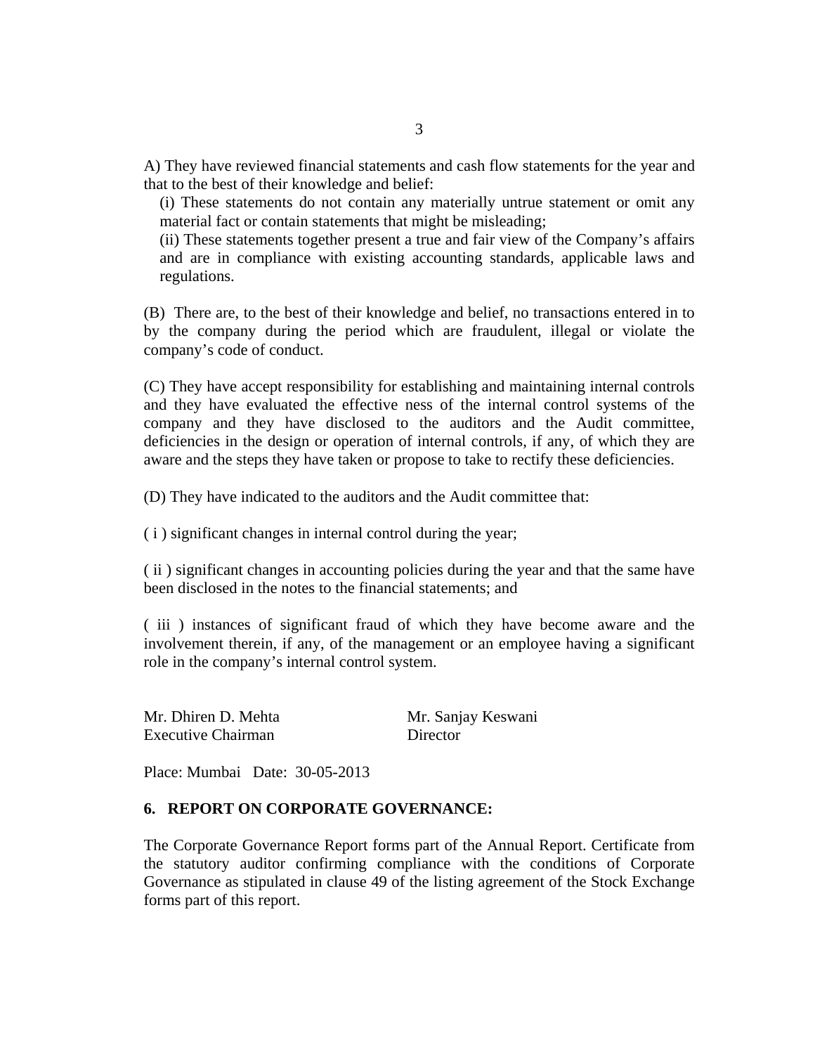A) They have reviewed financial statements and cash flow statements for the year and that to the best of their knowledge and belief:

(i) These statements do not contain any materially untrue statement or omit any material fact or contain statements that might be misleading;

(ii) These statements together present a true and fair view of the Company's affairs and are in compliance with existing accounting standards, applicable laws and regulations.

(B) There are, to the best of their knowledge and belief, no transactions entered in to by the company during the period which are fraudulent, illegal or violate the company's code of conduct.

(C) They have accept responsibility for establishing and maintaining internal controls and they have evaluated the effective ness of the internal control systems of the company and they have disclosed to the auditors and the Audit committee, deficiencies in the design or operation of internal controls, if any, of which they are aware and the steps they have taken or propose to take to rectify these deficiencies.

(D) They have indicated to the auditors and the Audit committee that:

( i ) significant changes in internal control during the year;

( ii ) significant changes in accounting policies during the year and that the same have been disclosed in the notes to the financial statements; and

( iii ) instances of significant fraud of which they have become aware and the involvement therein, if any, of the management or an employee having a significant role in the company's internal control system.

| Mr. Dhiren D. Mehta | Mr. Sanjay Keswani |
|---|---|
| Executive Chairman | Director |

Place: Mumbai Date: 30-05-2013

## 6. REPORT ON CORPORATE GOVERNANCE:

The Corporate Governance Report forms part of the Annual Report. Certificate from the statutory auditor confirming compliance with the conditions of Corporate Governance as stipulated in clause 49 of the listing agreement of the Stock Exchange forms part of this report.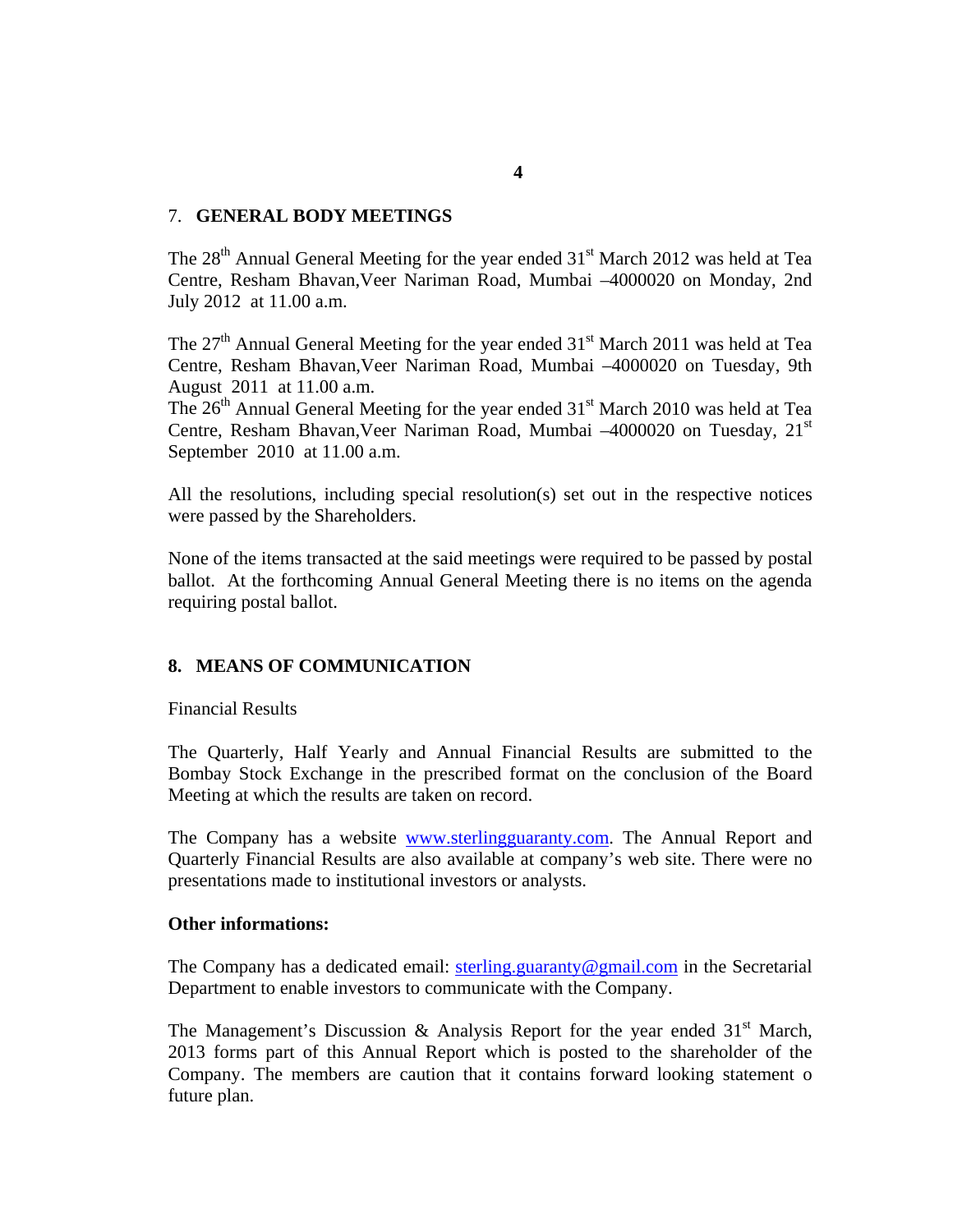## 7. GENERAL BODY MEETINGS

The 28th Annual General Meeting for the year ended 31st March 2012 was held at Tea Centre, Resham Bhavan,Veer Nariman Road, Mumbai –4000020 on Monday, 2nd July 2012 at 11.00 a.m.

The 27th Annual General Meeting for the year ended 31st March 2011 was held at Tea Centre, Resham Bhavan,Veer Nariman Road, Mumbai –4000020 on Tuesday, 9th August 2011 at 11.00 a.m.
The 26th Annual General Meeting for the year ended 31st March 2010 was held at Tea Centre, Resham Bhavan,Veer Nariman Road, Mumbai –4000020 on Tuesday, 21st September 2010 at 11.00 a.m.

All the resolutions, including special resolution(s) set out in the respective notices were passed by the Shareholders.

None of the items transacted at the said meetings were required to be passed by postal ballot. At the forthcoming Annual General Meeting there is no items on the agenda requiring postal ballot.

## 8. MEANS OF COMMUNICATION

Financial Results

The Quarterly, Half Yearly and Annual Financial Results are submitted to the Bombay Stock Exchange in the prescribed format on the conclusion of the Board Meeting at which the results are taken on record.

The Company has a website www.sterlingguaranty.com. The Annual Report and Quarterly Financial Results are also available at company's web site. There were no presentations made to institutional investors or analysts.

**Other informations:**

The Company has a dedicated email: sterling.guaranty@gmail.com in the Secretarial Department to enable investors to communicate with the Company.

The Management's Discussion & Analysis Report for the year ended 31st March, 2013 forms part of this Annual Report which is posted to the shareholder of the Company. The members are caution that it contains forward looking statement o future plan.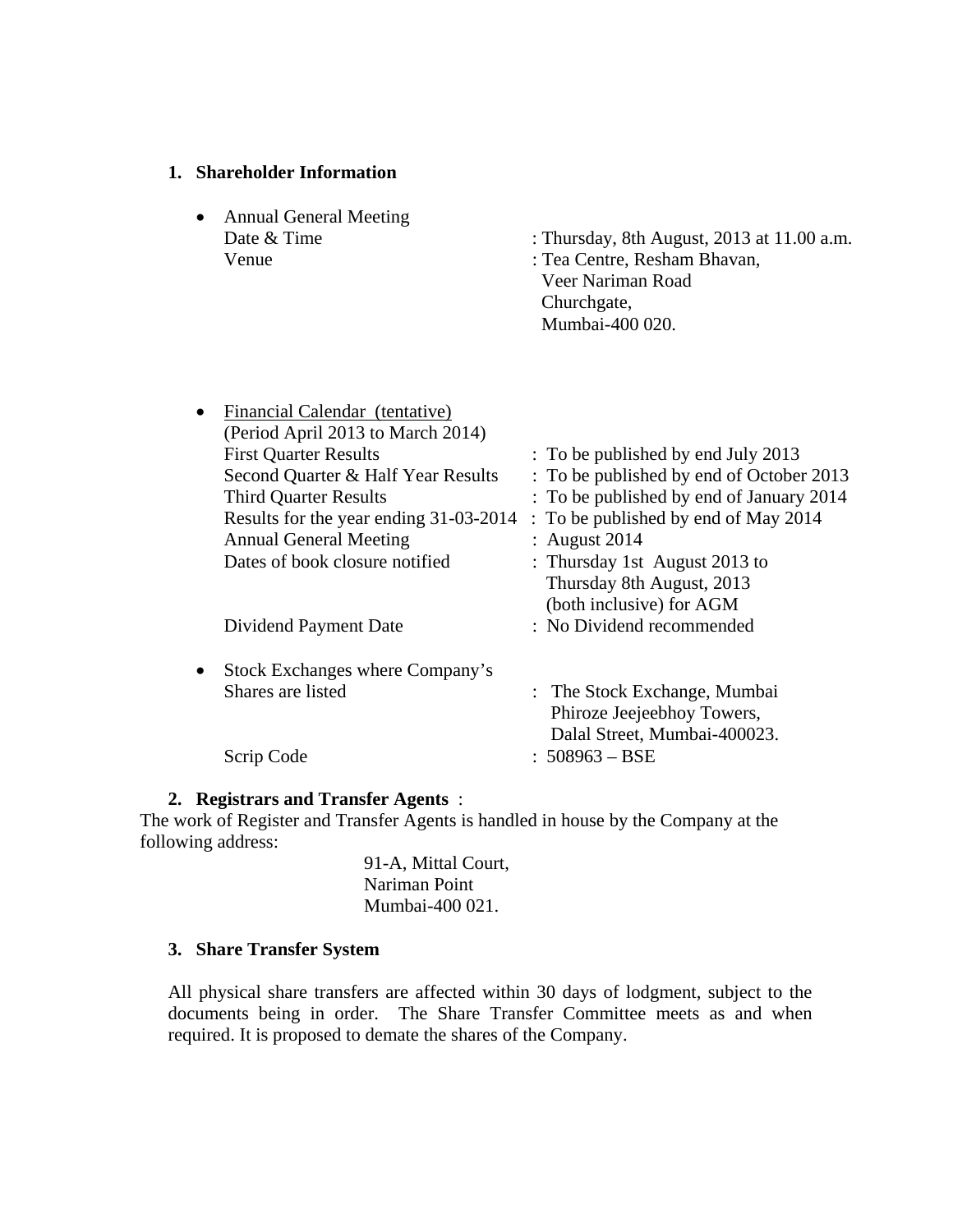## 1. Shareholder Information

- Annual General Meeting

| | |
|---|---|
| Date & Time | : Thursday, 8th August, 2013 at 11.00 a.m. |
| Venue | : Tea Centre, Resham Bhavan, Veer Nariman Road Churchgate, Mumbai-400 020. |

- <u>Financial Calendar (tentative)</u>

(Period April 2013 to March 2014)

| | |
|---|---|
| First Quarter Results | : To be published by end July 2013 |
| Second Quarter & Half Year Results | : To be published by end of October 2013 |
| Third Quarter Results | : To be published by end of January 2014 |
| Results for the year ending 31-03-2014 | : To be published by end of May 2014 |
| Annual General Meeting | : August 2014 |
| Dates of book closure notified | : Thursday 1st August 2013 to Thursday 8th August, 2013 (both inclusive) for AGM |
| Dividend Payment Date | : No Dividend recommended |

- Stock Exchanges where Company's

| | |
|---|---|
| Shares are listed | : The Stock Exchange, Mumbai Phiroze Jeejeebhoy Towers, Dalal Street, Mumbai-400023. |
| Scrip Code | : 508963 – BSE |

## 2. Registrars and Transfer Agents :

The work of Register and Transfer Agents is handled in house by the Company at the following address:

91-A, Mittal Court,
Nariman Point
Mumbai-400 021.

## 3. Share Transfer System

All physical share transfers are affected within 30 days of lodgment, subject to the documents being in order. The Share Transfer Committee meets as and when required. It is proposed to demate the shares of the Company.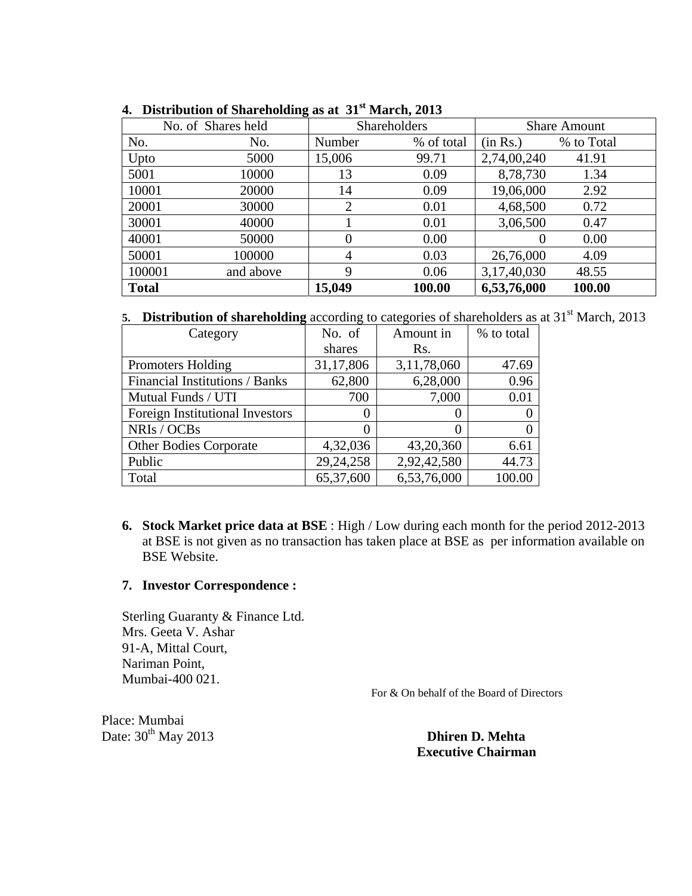**4. Distribution of Shareholding as at 31st March, 2013**

| No. of Shares held | | Shareholders | | Share Amount | |
|---|---|---|---|---|---|
| No. | No. | Number | % of total | (in Rs.) | % to Total |
| Upto | 5000 | 15,006 | 99.71 | 2,74,00,240 | 41.91 |
| 5001 | 10000 | 13 | 0.09 | 8,78,730 | 1.34 |
| 10001 | 20000 | 14 | 0.09 | 19,06,000 | 2.92 |
| 20001 | 30000 | 2 | 0.01 | 4,68,500 | 0.72 |
| 30001 | 40000 | 1 | 0.01 | 3,06,500 | 0.47 |
| 40001 | 50000 | 0 | 0.00 | 0 | 0.00 |
| 50001 | 100000 | 4 | 0.03 | 26,76,000 | 4.09 |
| 100001 | and above | 9 | 0.06 | 3,17,40,030 | 48.55 |
| **Total** | | **15,049** | **100.00** | **6,53,76,000** | **100.00** |

**5. Distribution of shareholding** according to categories of shareholders as at 31st March, 2013

| Category | No. of shares | Amount in Rs. | % to total |
|---|---|---|---|
| Promoters Holding | 31,17,806 | 3,11,78,060 | 47.69 |
| Financial Institutions / Banks | 62,800 | 6,28,000 | 0.96 |
| Mutual Funds / UTI | 700 | 7,000 | 0.01 |
| Foreign Institutional Investors | 0 | 0 | 0 |
| NRIs / OCBs | 0 | 0 | 0 |
| Other Bodies Corporate | 4,32,036 | 43,20,360 | 6.61 |
| Public | 29,24,258 | 2,92,42,580 | 44.73 |
| Total | 65,37,600 | 6,53,76,000 | 100.00 |

6. **Stock Market price data at BSE** : High / Low during each month for the period 2012-2013 at BSE is not given as no transaction has taken place at BSE as per information available on BSE Website.

7. **Investor Correspondence :**

Sterling Guaranty & Finance Ltd.
Mrs. Geeta V. Ashar
91-A, Mittal Court,
Nariman Point,
Mumbai-400 021.

For & On behalf of the Board of Directors

Place: Mumbai
Date: 30th May 2013

**Dhiren D. Mehta**
**Executive Chairman**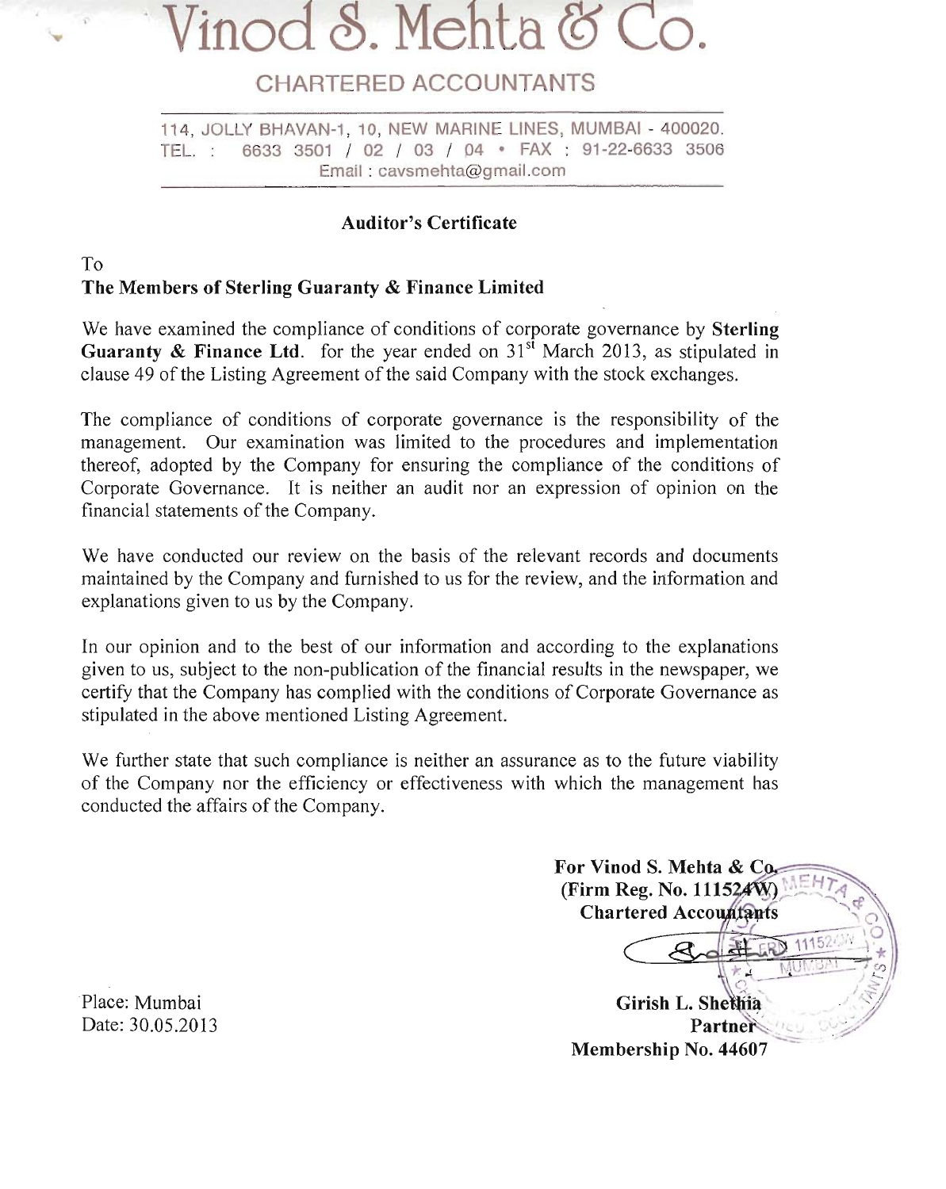# Vinod S. Mehta & Co.

## CHARTERED ACCOUNTANTS

114, JOLLY BHAVAN-1, 10, NEW MARINE LINES, MUMBAI - 400020.
TEL. : 6633 3501 / 02 / 03 / 04 • FAX : 91-22-6633 3506
Email : cavsmehta@gmail.com

### Auditor's Certificate

To
**The Members of Sterling Guaranty & Finance Limited**

We have examined the compliance of conditions of corporate governance by **Sterling Guaranty & Finance Ltd**. for the year ended on 31st March 2013, as stipulated in clause 49 of the Listing Agreement of the said Company with the stock exchanges.

The compliance of conditions of corporate governance is the responsibility of the management. Our examination was limited to the procedures and implementation thereof, adopted by the Company for ensuring the compliance of the conditions of Corporate Governance. It is neither an audit nor an expression of opinion on the financial statements of the Company.

We have conducted our review on the basis of the relevant records and documents maintained by the Company and furnished to us for the review, and the information and explanations given to us by the Company.

In our opinion and to the best of our information and according to the explanations given to us, subject to the non-publication of the financial results in the newspaper, we certify that the Company has complied with the conditions of Corporate Governance as stipulated in the above mentioned Listing Agreement.

We further state that such compliance is neither an assurance as to the future viability of the Company nor the efficiency or effectiveness with which the management has conducted the affairs of the Company.

**For Vinod S. Mehta & Co.**
**(Firm Reg. No. 111524W)**
**Chartered Accountants**

**Girish L. Shethia**
**Partner**
**Membership No. 44607**

Place: Mumbai
Date: 30.05.2013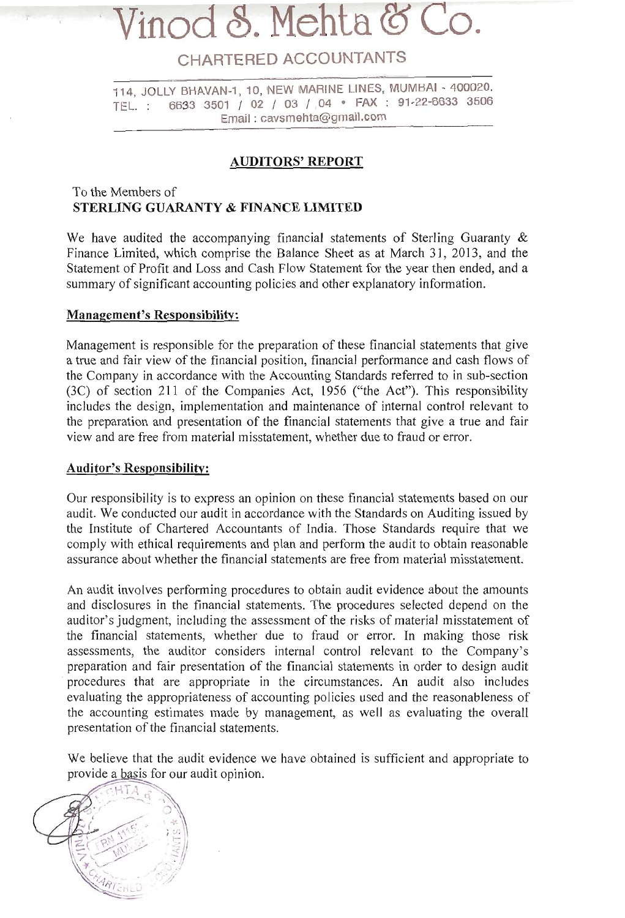# Vinod S. Mehta & Co.

## CHARTERED ACCOUNTANTS

114, JOLLY BHAVAN-1, 10, NEW MARINE LINES, MUMBAI - 400020.
TEL. : 6633 3501 / 02 / 03 / 04 • FAX : 91-22-6633 3506
Email : cavsmehta@gmail.com

### AUDITORS' REPORT

To the Members of
**STERLING GUARANTY & FINANCE LIMITED**

We have audited the accompanying financial statements of Sterling Guaranty & Finance Limited, which comprise the Balance Sheet as at March 31, 2013, and the Statement of Profit and Loss and Cash Flow Statement for the year then ended, and a summary of significant accounting policies and other explanatory information.

**Management's Responsibility:**

Management is responsible for the preparation of these financial statements that give a true and fair view of the financial position, financial performance and cash flows of the Company in accordance with the Accounting Standards referred to in sub-section (3C) of section 211 of the Companies Act, 1956 ("the Act"). This responsibility includes the design, implementation and maintenance of internal control relevant to the preparation and presentation of the financial statements that give a true and fair view and are free from material misstatement, whether due to fraud or error.

**Auditor's Responsibility:**

Our responsibility is to express an opinion on these financial statements based on our audit. We conducted our audit in accordance with the Standards on Auditing issued by the Institute of Chartered Accountants of India. Those Standards require that we comply with ethical requirements and plan and perform the audit to obtain reasonable assurance about whether the financial statements are free from material misstatement.

An audit involves performing procedures to obtain audit evidence about the amounts and disclosures in the financial statements. The procedures selected depend on the auditor's judgment, including the assessment of the risks of material misstatement of the financial statements, whether due to fraud or error. In making those risk assessments, the auditor considers internal control relevant to the Company's preparation and fair presentation of the financial statements in order to design audit procedures that are appropriate in the circumstances. An audit also includes evaluating the appropriateness of accounting policies used and the reasonableness of the accounting estimates made by management, as well as evaluating the overall presentation of the financial statements.

We believe that the audit evidence we have obtained is sufficient and appropriate to provide a basis for our audit opinion.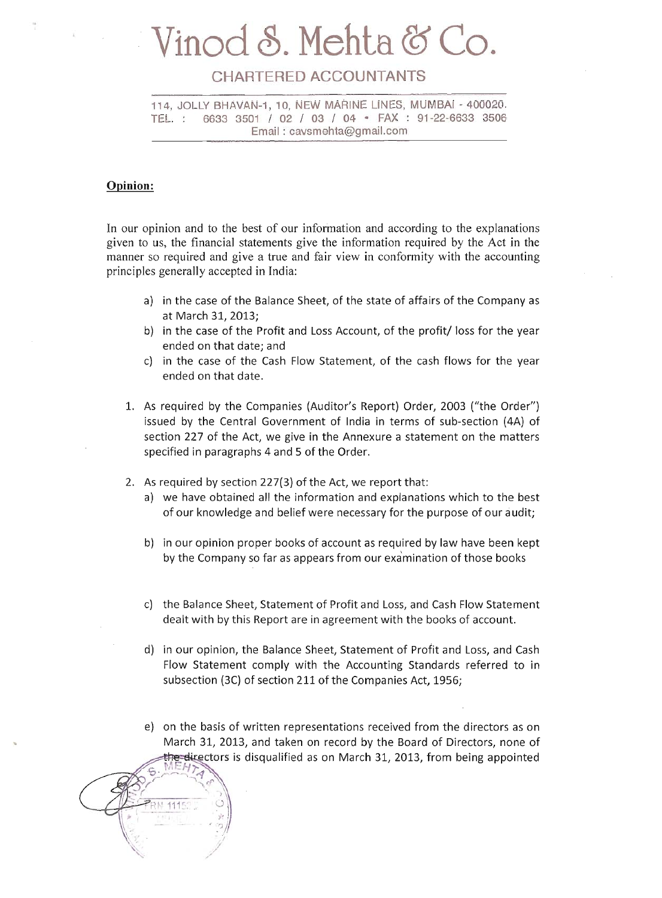# Vinod S. Mehta & Co.

## CHARTERED ACCOUNTANTS

114, JOLLY BHAVAN-1, 10, NEW MARINE LINES, MUMBAI - 400020.
TEL. : 6633 3501 / 02 / 03 / 04 • FAX : 91-22-6633 3506
Email : cavsmehta@gmail.com

**Opinion:**

In our opinion and to the best of our information and according to the explanations given to us, the financial statements give the information required by the Act in the manner so required and give a true and fair view in conformity with the accounting principles generally accepted in India:

a) in the case of the Balance Sheet, of the state of affairs of the Company as at March 31, 2013;
b) in the case of the Profit and Loss Account, of the profit/ loss for the year ended on that date; and
c) in the case of the Cash Flow Statement, of the cash flows for the year ended on that date.

1. As required by the Companies (Auditor's Report) Order, 2003 ("the Order") issued by the Central Government of India in terms of sub-section (4A) of section 227 of the Act, we give in the Annexure a statement on the matters specified in paragraphs 4 and 5 of the Order.

2. As required by section 227(3) of the Act, we report that:
   a) we have obtained all the information and explanations which to the best of our knowledge and belief were necessary for the purpose of our audit;
   b) in our opinion proper books of account as required by law have been kept by the Company so far as appears from our examination of those books
   c) the Balance Sheet, Statement of Profit and Loss, and Cash Flow Statement dealt with by this Report are in agreement with the books of account.
   d) in our opinion, the Balance Sheet, Statement of Profit and Loss, and Cash Flow Statement comply with the Accounting Standards referred to in subsection (3C) of section 211 of the Companies Act, 1956;
   e) on the basis of written representations received from the directors as on March 31, 2013, and taken on record by the Board of Directors, none of the directors is disqualified as on March 31, 2013, from being appointed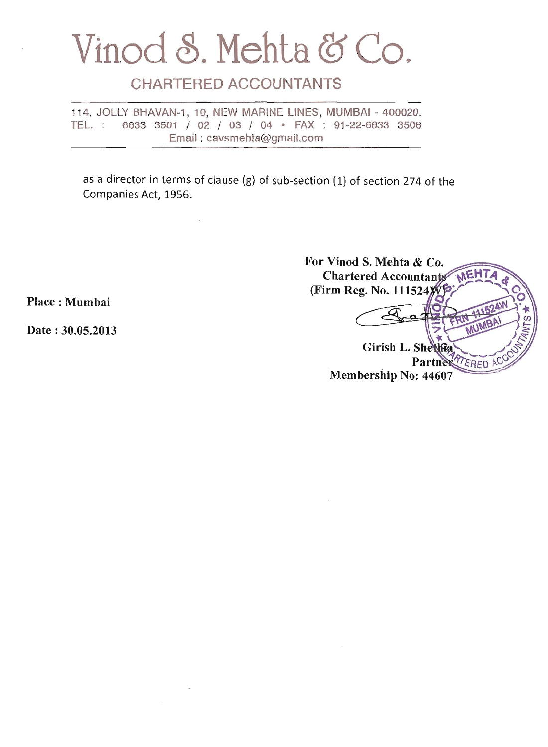# Vinod S. Mehta & Co.

## CHARTERED ACCOUNTANTS

114, JOLLY BHAVAN-1, 10, NEW MARINE LINES, MUMBAI - 400020.
TEL. : 6633 3501 / 02 / 03 / 04 • FAX : 91-22-6633 3506
Email : cavsmehta@gmail.com

as a director in terms of clause (g) of sub-section (1) of section 274 of the Companies Act, 1956.

**For Vinod S. Mehta & Co.**
**Chartered Accountants**
**(Firm Reg. No. 111524W)**

**Place : Mumbai**

**Date : 30.05.2013**

**Girish L. Shethia**
**Partner**
**Membership No: 44607**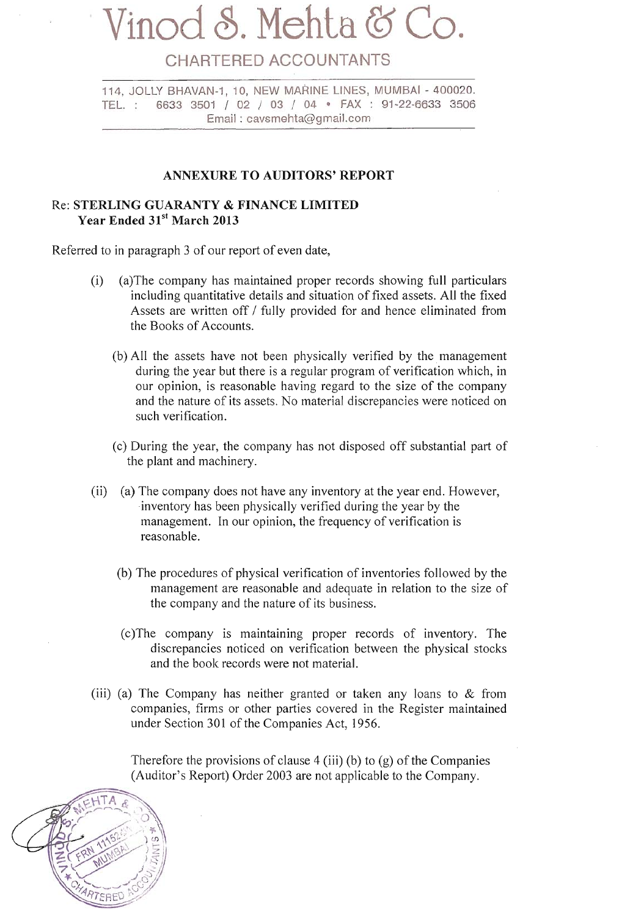# Vinod S. Mehta & Co.

CHARTERED ACCOUNTANTS

114, JOLLY BHAVAN-1, 10, NEW MARINE LINES, MUMBAI - 400020.
TEL. : 6633 3501 / 02 / 03 / 04 • FAX : 91-22-6633 3506
Email : cavsmehta@gmail.com

## ANNEXURE TO AUDITORS' REPORT

**Re: STERLING GUARANTY & FINANCE LIMITED**
**Year Ended 31st March 2013**

Referred to in paragraph 3 of our report of even date,

(i) (a)The company has maintained proper records showing full particulars including quantitative details and situation of fixed assets. All the fixed Assets are written off / fully provided for and hence eliminated from the Books of Accounts.

(b) All the assets have not been physically verified by the management during the year but there is a regular program of verification which, in our opinion, is reasonable having regard to the size of the company and the nature of its assets. No material discrepancies were noticed on such verification.

(c) During the year, the company has not disposed off substantial part of the plant and machinery.

(ii) (a) The company does not have any inventory at the year end. However, inventory has been physically verified during the year by the management. In our opinion, the frequency of verification is reasonable.

(b) The procedures of physical verification of inventories followed by the management are reasonable and adequate in relation to the size of the company and the nature of its business.

(c)The company is maintaining proper records of inventory. The discrepancies noticed on verification between the physical stocks and the book records were not material.

(iii) (a) The Company has neither granted or taken any loans to & from companies, firms or other parties covered in the Register maintained under Section 301 of the Companies Act, 1956.

Therefore the provisions of clause 4 (iii) (b) to (g) of the Companies (Auditor's Report) Order 2003 are not applicable to the Company.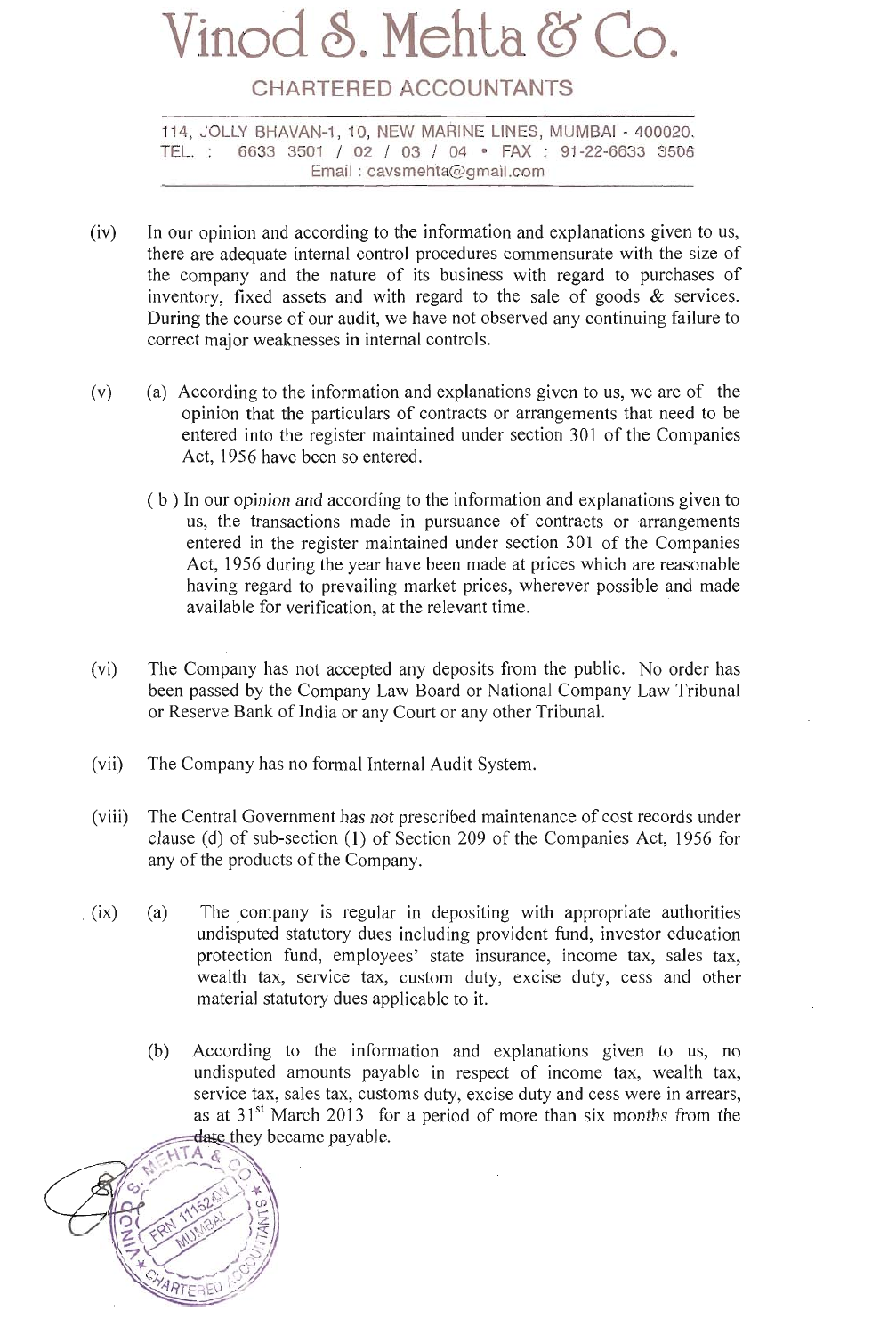# Vinod S. Mehta & Co.

## CHARTERED ACCOUNTANTS

114, JOLLY BHAVAN-1, 10, NEW MARINE LINES, MUMBAI - 400020.
TEL. : 6633 3501 / 02 / 03 / 04 • FAX : 91-22-6633 3506
Email : cavsmehta@gmail.com

---

(iv) In our opinion and according to the information and explanations given to us, there are adequate internal control procedures commensurate with the size of the company and the nature of its business with regard to purchases of inventory, fixed assets and with regard to the sale of goods & services. During the course of our audit, we have not observed any continuing failure to correct major weaknesses in internal controls.

(v) (a) According to the information and explanations given to us, we are of the opinion that the particulars of contracts or arrangements that need to be entered into the register maintained under section 301 of the Companies Act, 1956 have been so entered.

( b ) In our opinion and according to the information and explanations given to us, the transactions made in pursuance of contracts or arrangements entered in the register maintained under section 301 of the Companies Act, 1956 during the year have been made at prices which are reasonable having regard to prevailing market prices, wherever possible and made available for verification, at the relevant time.

(vi) The Company has not accepted any deposits from the public. No order has been passed by the Company Law Board or National Company Law Tribunal or Reserve Bank of India or any Court or any other Tribunal.

(vii) The Company has no formal Internal Audit System.

(viii) The Central Government has not prescribed maintenance of cost records under clause (d) of sub-section (1) of Section 209 of the Companies Act, 1956 for any of the products of the Company.

(ix) (a) The company is regular in depositing with appropriate authorities undisputed statutory dues including provident fund, investor education protection fund, employees' state insurance, income tax, sales tax, wealth tax, service tax, custom duty, excise duty, cess and other material statutory dues applicable to it.

(b) According to the information and explanations given to us, no undisputed amounts payable in respect of income tax, wealth tax, service tax, sales tax, customs duty, excise duty and cess were in arrears, as at 31st March 2013 for a period of more than six months from the date they became payable.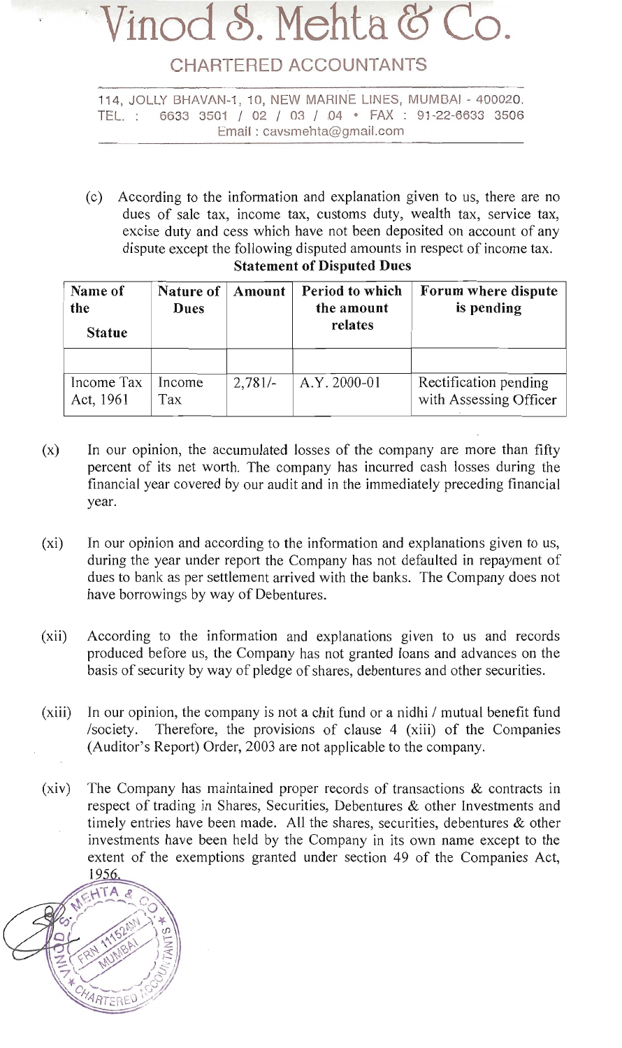# Vinod S. Mehta & Co.

## CHARTERED ACCOUNTANTS

114, JOLLY BHAVAN-1, 10, NEW MARINE LINES, MUMBAI - 400020.
TEL. : 6633 3501 / 02 / 03 / 04 • FAX : 91-22-6633 3506
Email : cavsmehta@gmail.com

(c) According to the information and explanation given to us, there are no dues of sale tax, income tax, customs duty, wealth tax, service tax, excise duty and cess which have not been deposited on account of any dispute except the following disputed amounts in respect of income tax.

**Statement of Disputed Dues**

| Name of the Statue | Nature of Dues | Amount | Period to which the amount relates | Forum where dispute is pending |
|---|---|---|---|---|
| | | | | |
| Income Tax Act, 1961 | Income Tax | 2,781/- | A.Y. 2000-01 | Rectification pending with Assessing Officer |

(x) In our opinion, the accumulated losses of the company are more than fifty percent of its net worth. The company has incurred cash losses during the financial year covered by our audit and in the immediately preceding financial year.

(xi) In our opinion and according to the information and explanations given to us, during the year under report the Company has not defaulted in repayment of dues to bank as per settlement arrived with the banks. The Company does not have borrowings by way of Debentures.

(xii) According to the information and explanations given to us and records produced before us, the Company has not granted loans and advances on the basis of security by way of pledge of shares, debentures and other securities.

(xiii) In our opinion, the company is not a chit fund or a nidhi / mutual benefit fund /society. Therefore, the provisions of clause 4 (xiii) of the Companies (Auditor's Report) Order, 2003 are not applicable to the company.

(xiv) The Company has maintained proper records of transactions & contracts in respect of trading in Shares, Securities, Debentures & other Investments and timely entries have been made. All the shares, securities, debentures & other investments have been held by the Company in its own name except to the extent of the exemptions granted under section 49 of the Companies Act, 1956.

VINOD S. MEHTA & CO. FRN 111524W MUMBAI CHARTERED ACCOUNTANTS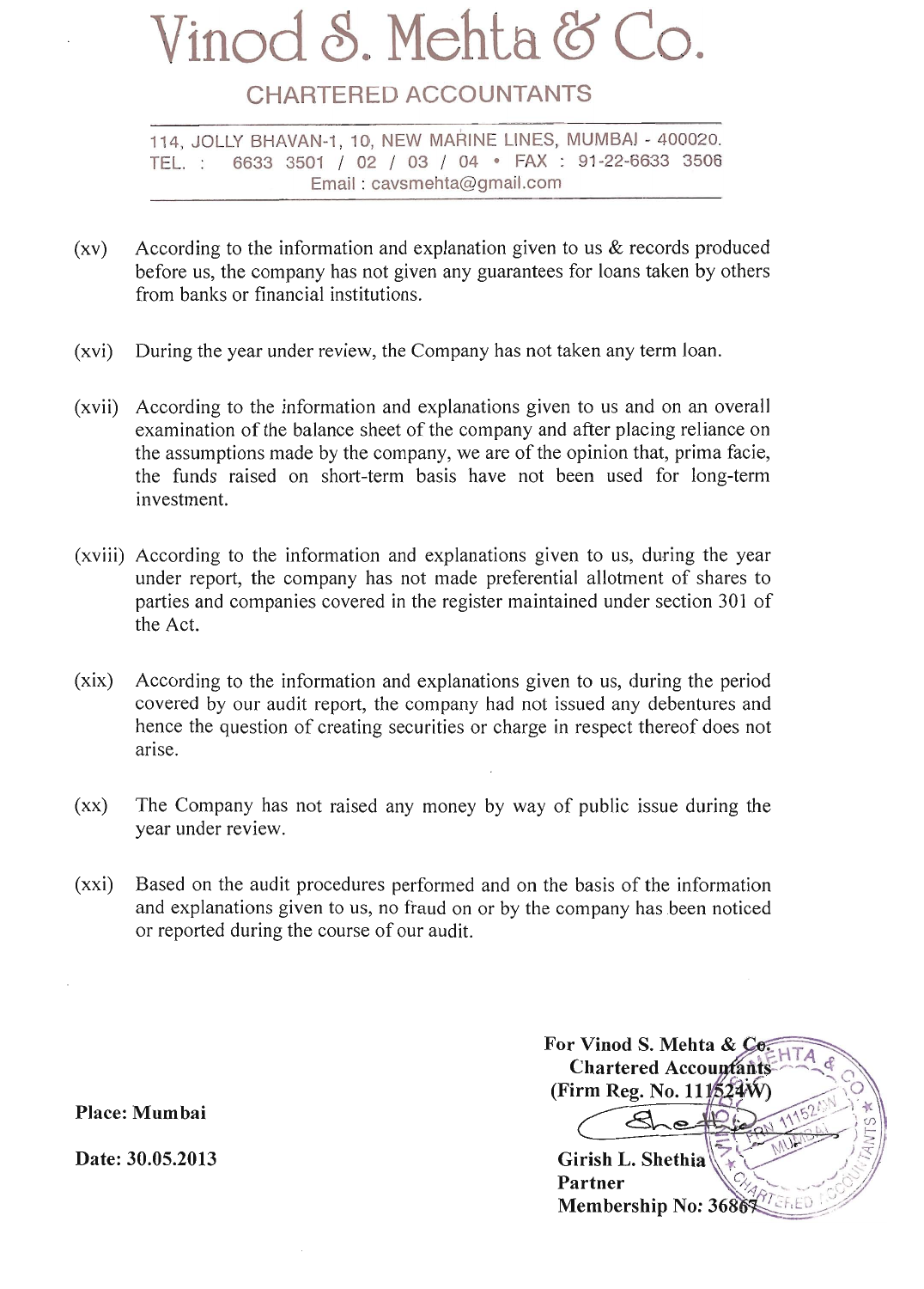# Vinod S. Mehta & Co.

## CHARTERED ACCOUNTANTS

114, JOLLY BHAVAN-1, 10, NEW MARINE LINES, MUMBAI - 400020.
TEL. : 6633 3501 / 02 / 03 / 04 • FAX : 91-22-6633 3506
Email : cavsmehta@gmail.com

(xv) According to the information and explanation given to us & records produced before us, the company has not given any guarantees for loans taken by others from banks or financial institutions.

(xvi) During the year under review, the Company has not taken any term loan.

(xvii) According to the information and explanations given to us and on an overall examination of the balance sheet of the company and after placing reliance on the assumptions made by the company, we are of the opinion that, prima facie, the funds raised on short-term basis have not been used for long-term investment.

(xviii) According to the information and explanations given to us, during the year under report, the company has not made preferential allotment of shares to parties and companies covered in the register maintained under section 301 of the Act.

(xix) According to the information and explanations given to us, during the period covered by our audit report, the company had not issued any debentures and hence the question of creating securities or charge in respect thereof does not arise.

(xx) The Company has not raised any money by way of public issue during the year under review.

(xxi) Based on the audit procedures performed and on the basis of the information and explanations given to us, no fraud on or by the company has been noticed or reported during the course of our audit.

**For Vinod S. Mehta & Co.**
**Chartered Accountants**
**(Firm Reg. No. 111524W)**

**Place: Mumbai**

**Date: 30.05.2013**

**Girish L. Shethia**
**Partner**
**Membership No: 36867**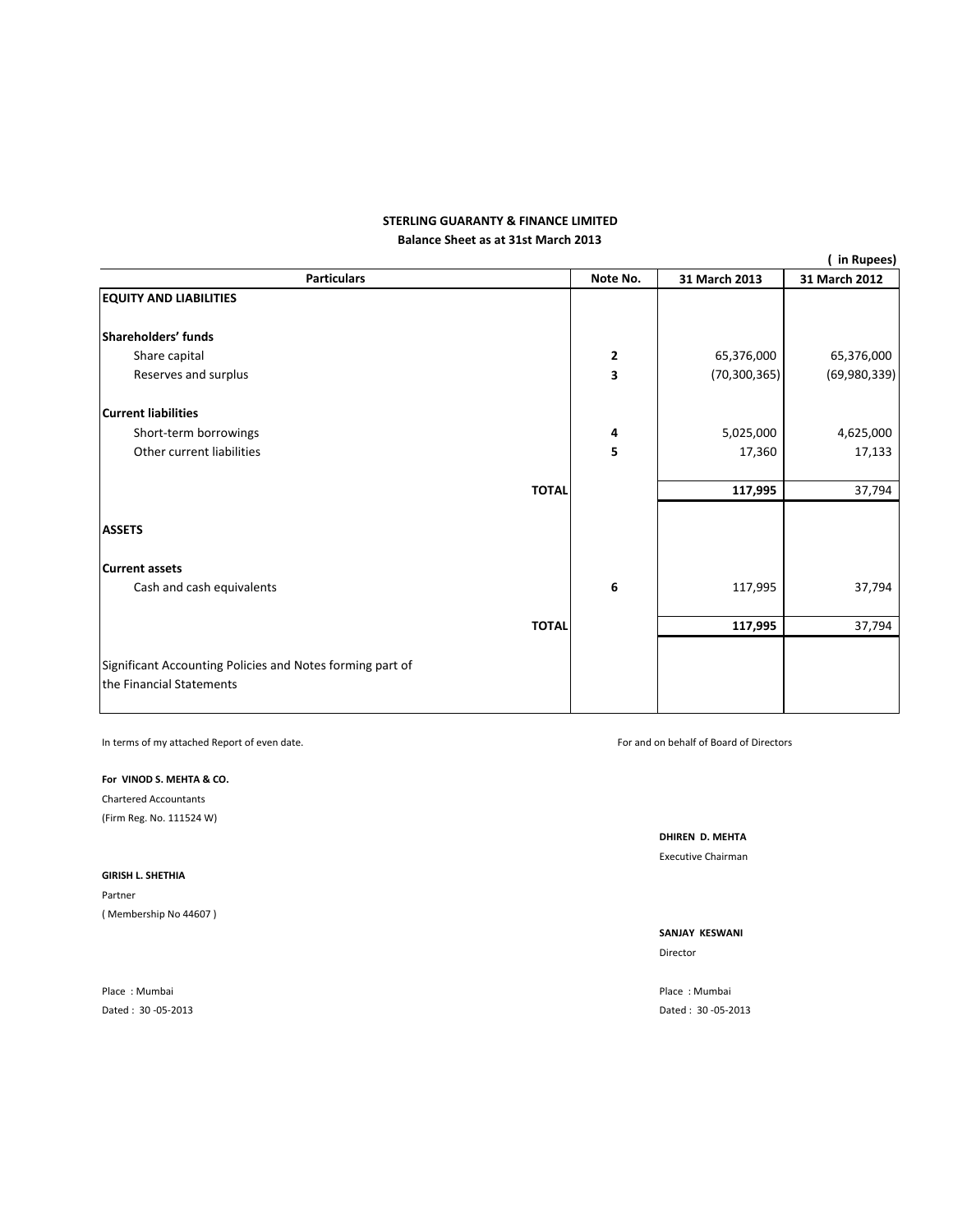**STERLING GUARANTY & FINANCE LIMITED**

**Balance Sheet as at 31st March 2013**

( in Rupees)

| Particulars | Note No. | 31 March 2013 | 31 March 2012 |
|---|---|---|---|
| **EQUITY AND LIABILITIES** | | | |
| **Shareholders' funds** | | | |
| Share capital | **2** | 65,376,000 | 65,376,000 |
| Reserves and surplus | **3** | (70,300,365) | (69,980,339) |
| **Current liabilities** | | | |
| Short-term borrowings | **4** | 5,025,000 | 4,625,000 |
| Other current liabilities | **5** | 17,360 | 17,133 |
| **TOTAL** | | **117,995** | 37,794 |
| **ASSETS** | | | |
| **Current assets** | | | |
| Cash and cash equivalents | **6** | 117,995 | 37,794 |
| **TOTAL** | | **117,995** | 37,794 |
| Significant Accounting Policies and Notes forming part of the Financial Statements | | | |

In terms of my attached Report of even date.

For and on behalf of Board of Directors

**For VINOD S. MEHTA & CO.**

Chartered Accountants

(Firm Reg. No. 111524 W)

**DHIREN D. MEHTA**

Executive Chairman

**GIRISH L. SHETHIA**

Partner

( Membership No 44607 )

**SANJAY KESWANI**

Director

Place : Mumbai

Dated : 30 -05-2013

Place : Mumbai

Dated : 30 -05-2013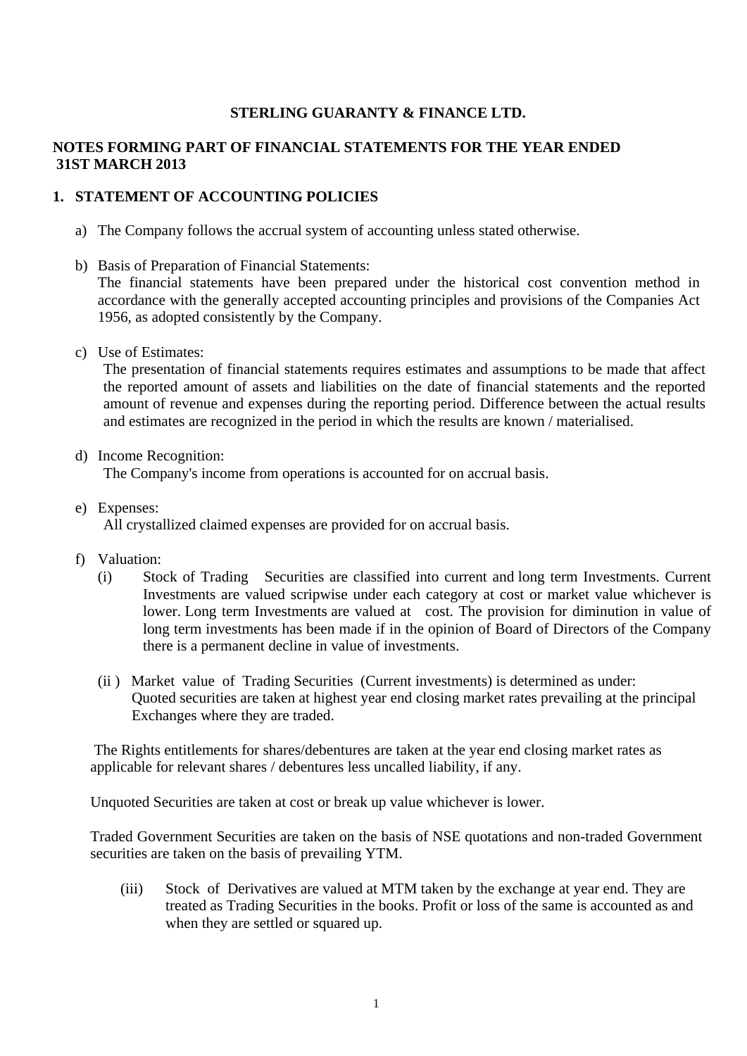**STERLING GUARANTY & FINANCE LTD.**

**NOTES FORMING PART OF FINANCIAL STATEMENTS FOR THE YEAR ENDED 31ST MARCH 2013**

## 1. STATEMENT OF ACCOUNTING POLICIES

a) The Company follows the accrual system of accounting unless stated otherwise.

b) Basis of Preparation of Financial Statements:
The financial statements have been prepared under the historical cost convention method in accordance with the generally accepted accounting principles and provisions of the Companies Act 1956, as adopted consistently by the Company.

c) Use of Estimates:
The presentation of financial statements requires estimates and assumptions to be made that affect the reported amount of assets and liabilities on the date of financial statements and the reported amount of revenue and expenses during the reporting period. Difference between the actual results and estimates are recognized in the period in which the results are known / materialised.

d) Income Recognition:
The Company's income from operations is accounted for on accrual basis.

e) Expenses:
All crystallized claimed expenses are provided for on accrual basis.

f) Valuation:

(i) Stock of Trading Securities are classified into current and long term Investments. Current Investments are valued scripwise under each category at cost or market value whichever is lower. Long term Investments are valued at cost. The provision for diminution in value of long term investments has been made if in the opinion of Board of Directors of the Company there is a permanent decline in value of investments.

(ii ) Market value of Trading Securities (Current investments) is determined as under:
Quoted securities are taken at highest year end closing market rates prevailing at the principal Exchanges where they are traded.

The Rights entitlements for shares/debentures are taken at the year end closing market rates as applicable for relevant shares / debentures less uncalled liability, if any.

Unquoted Securities are taken at cost or break up value whichever is lower.

Traded Government Securities are taken on the basis of NSE quotations and non-traded Government securities are taken on the basis of prevailing YTM.

(iii) Stock of Derivatives are valued at MTM taken by the exchange at year end. They are treated as Trading Securities in the books. Profit or loss of the same is accounted as and when they are settled or squared up.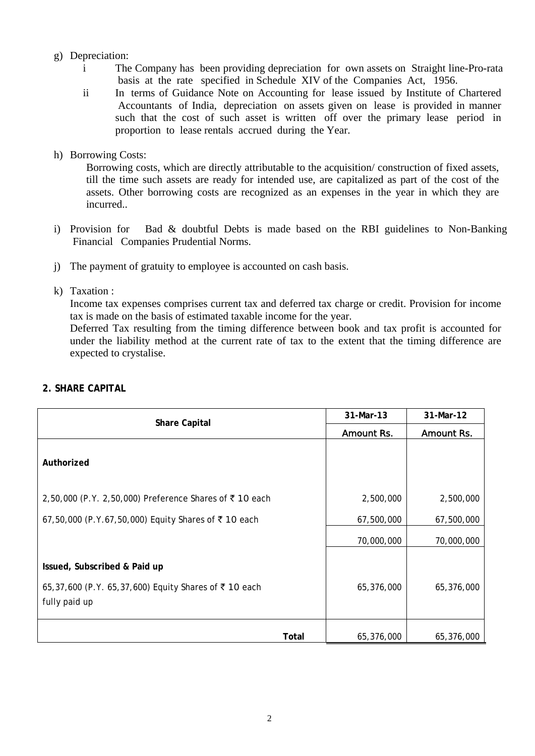g) Depreciation:

   i The Company has been providing depreciation for own assets on Straight line-Pro-rata basis at the rate specified in Schedule XIV of the Companies Act, 1956.

   ii In terms of Guidance Note on Accounting for lease issued by Institute of Chartered Accountants of India, depreciation on assets given on lease is provided in manner such that the cost of such asset is written off over the primary lease period in proportion to lease rentals accrued during the Year.

h) Borrowing Costs:

   Borrowing costs, which are directly attributable to the acquisition/ construction of fixed assets, till the time such assets are ready for intended use, are capitalized as part of the cost of the assets. Other borrowing costs are recognized as an expenses in the year in which they are incurred..

i) Provision for Bad & doubtful Debts is made based on the RBI guidelines to Non-Banking Financial Companies Prudential Norms.

j) The payment of gratuity to employee is accounted on cash basis.

k) Taxation :

   Income tax expenses comprises current tax and deferred tax charge or credit. Provision for income tax is made on the basis of estimated taxable income for the year.

   Deferred Tax resulting from the timing difference between book and tax profit is accounted for under the liability method at the current rate of tax to the extent that the timing difference are expected to crystalise.

## 2. SHARE CAPITAL

| Share Capital | 31-Mar-13 | 31-Mar-12 |
|---|---|---|
| | Amount Rs. | Amount Rs. |
| **Authorized** | | |
| 2,50,000 (P.Y. 2,50,000) Preference Shares of ₹ 10 each | 2,500,000 | 2,500,000 |
| 67,50,000 (P.Y.67,50,000) Equity Shares of ₹ 10 each | 67,500,000 | 67,500,000 |
| | 70,000,000 | 70,000,000 |
| **Issued, Subscribed & Paid up** | | |
| 65,37,600 (P.Y. 65,37,600) Equity Shares of ₹ 10 each fully paid up | 65,376,000 | 65,376,000 |
| **Total** | 65,376,000 | 65,376,000 |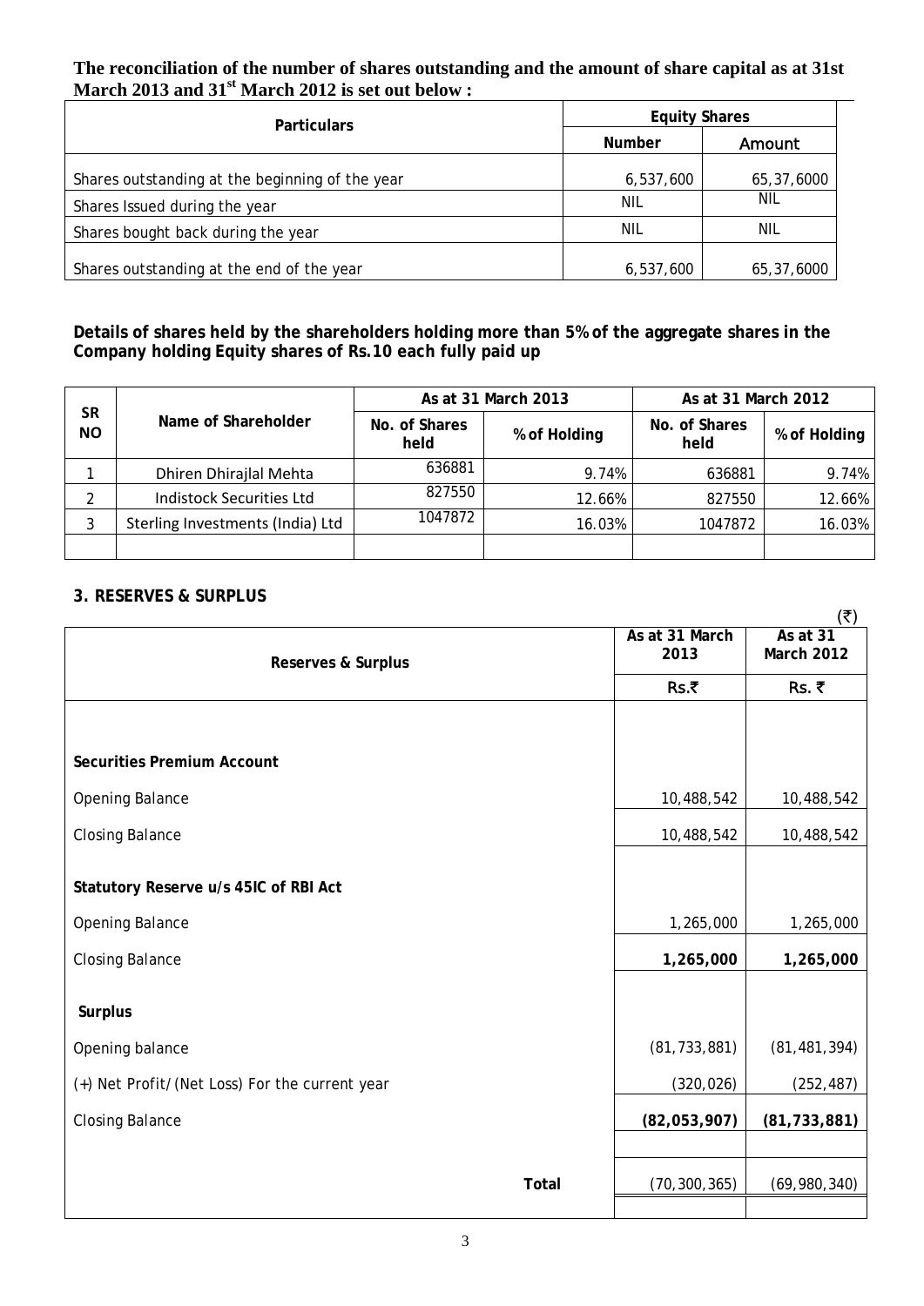**The reconciliation of the number of shares outstanding and the amount of share capital as at 31st March 2013 and 31st March 2012 is set out below :**

| Particulars | Equity Shares | |
|---|---|---|
| | Number | Amount |
| Shares outstanding at the beginning of the year | 6,537,600 | 65,37,6000 |
| Shares Issued during the year | NIL | NIL |
| Shares bought back during the year | NIL | NIL |
| Shares outstanding at the end of the year | 6,537,600 | 65,37,6000 |

**Details of shares held by the shareholders holding more than 5% of the aggregate shares in the Company holding Equity shares of Rs.10 each fully paid up**

| SR NO | Name of Shareholder | As at 31 March 2013 | | As at 31 March 2012 | |
|---|---|---|---|---|---|
| | | No. of Shares held | % of Holding | No. of Shares held | % of Holding |
| 1 | Dhiren Dhirajlal Mehta | 636881 | 9.74% | 636881 | 9.74% |
| 2 | Indistock Securities Ltd | 827550 | 12.66% | 827550 | 12.66% |
| 3 | Sterling Investments (India) Ltd | 1047872 | 16.03% | 1047872 | 16.03% |
| | | | | | |

**3. RESERVES & SURPLUS**

(₹)

| Reserves & Surplus | As at 31 March 2013 | As at 31 March 2012 |
|---|---|---|
| | Rs.₹ | Rs. ₹ |
| **Securities Premium Account** | | |
| Opening Balance | 10,488,542 | 10,488,542 |
| Closing Balance | 10,488,542 | 10,488,542 |
| **Statutory Reserve u/s 45IC of RBI Act** | | |
| Opening Balance | 1,265,000 | 1,265,000 |
| Closing Balance | **1,265,000** | **1,265,000** |
| **Surplus** | | |
| Opening balance | (81,733,881) | (81,481,394) |
| (+) Net Profit/(Net Loss) For the current year | (320,026) | (252,487) |
| Closing Balance | **(82,053,907)** | **(81,733,881)** |
| **Total** | (70,300,365) | (69,980,340) |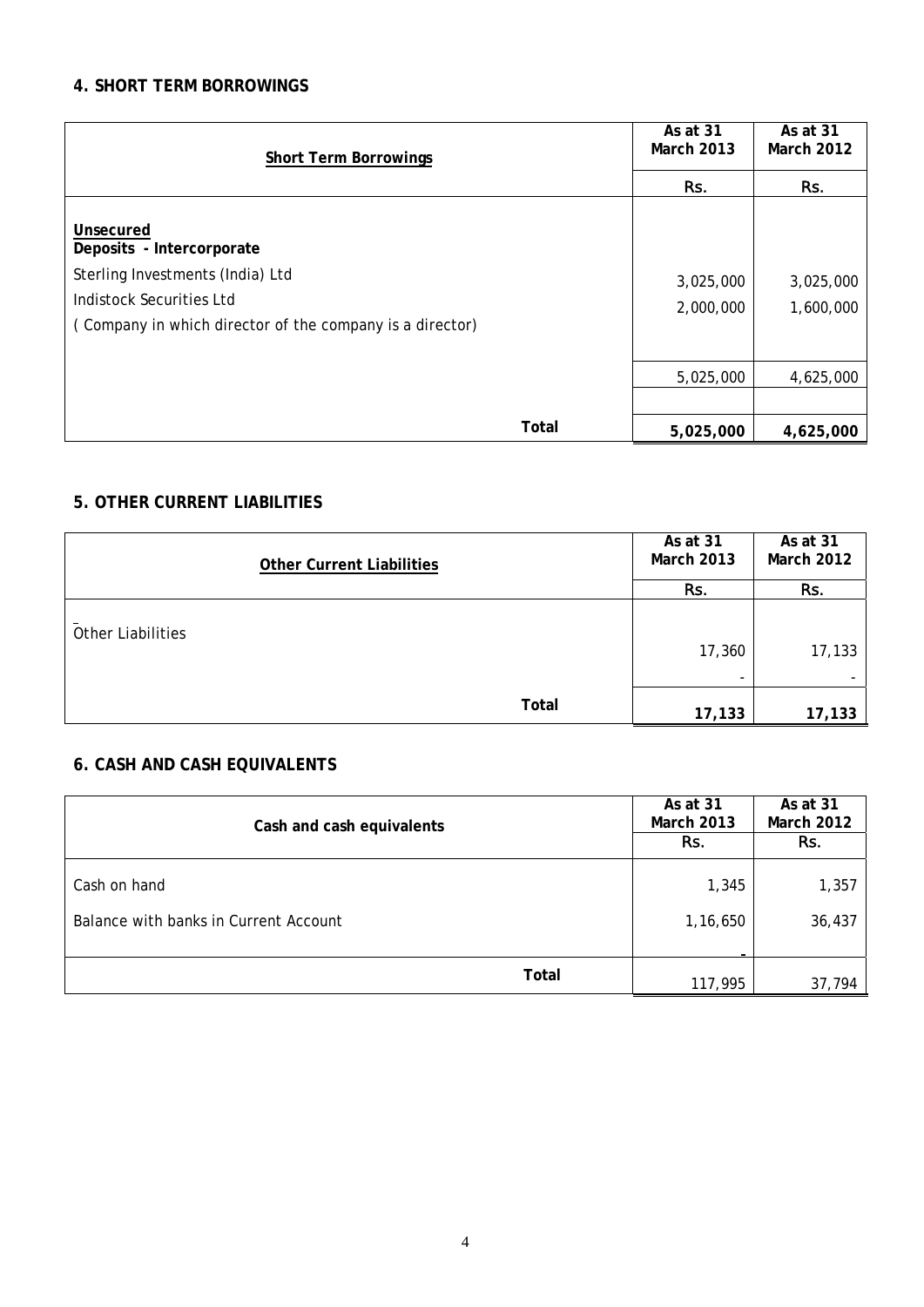### 4. SHORT TERM BORROWINGS

| Short Term Borrowings | As at 31 March 2013 | As at 31 March 2012 |
|---|---|---|
| | Rs. | Rs. |
| **Unsecured** | | |
| **Deposits - Intercorporate** | | |
| Sterling Investments (India) Ltd | 3,025,000 | 3,025,000 |
| Indistock Securities Ltd | 2,000,000 | 1,600,000 |
| ( Company in which director of the company is a director) | | |
| | 5,025,000 | 4,625,000 |
| | | |
| **Total** | **5,025,000** | **4,625,000** |

### 5. OTHER CURRENT LIABILITIES

| Other Current Liabilities | As at 31 March 2013 | As at 31 March 2012 |
|---|---|---|
| | Rs. | Rs. |
| Other Liabilities | 17,360 | 17,133 |
| | - | - |
| **Total** | **17,133** | **17,133** |

### 6. CASH AND CASH EQUIVALENTS

| Cash and cash equivalents | As at 31 March 2013 | As at 31 March 2012 |
|---|---|---|
| | Rs. | Rs. |
| Cash on hand | 1,345 | 1,357 |
| Balance with banks in Current Account | 1,16,650 | 36,437 |
| | - | |
| **Total** | 117,995 | 37,794 |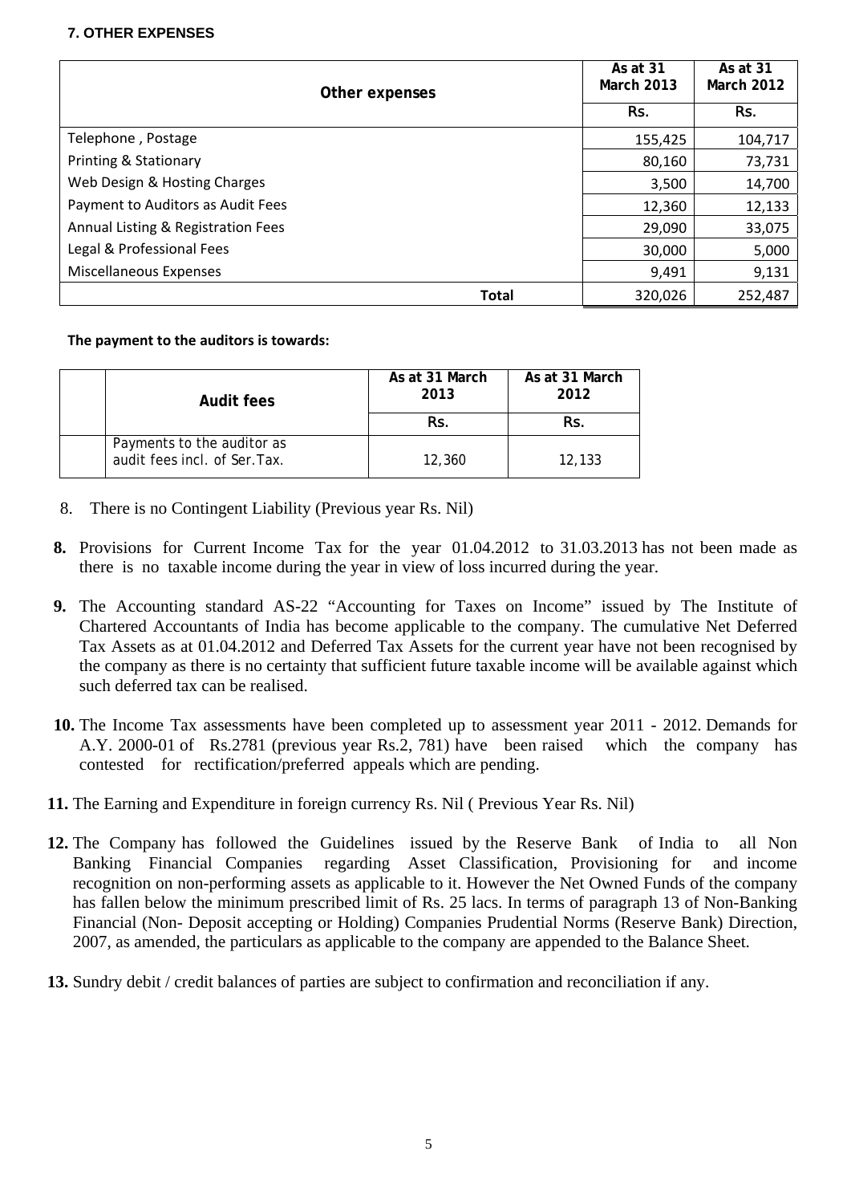**7. OTHER EXPENSES**

| Other expenses | As at 31 March 2013 | As at 31 March 2012 |
|---|---|---|
| | Rs. | Rs. |
| Telephone , Postage | 155,425 | 104,717 |
| Printing & Stationary | 80,160 | 73,731 |
| Web Design & Hosting Charges | 3,500 | 14,700 |
| Payment to Auditors as Audit Fees | 12,360 | 12,133 |
| Annual Listing & Registration Fees | 29,090 | 33,075 |
| Legal & Professional Fees | 30,000 | 5,000 |
| Miscellaneous Expenses | 9,491 | 9,131 |
| Total | 320,026 | 252,487 |

**The payment to the auditors is towards:**

| | Audit fees | As at 31 March 2013 | As at 31 March 2012 |
|---|---|---|---|
| | | Rs. | Rs. |
| | Payments to the auditor as audit fees incl. of Ser.Tax. | 12,360 | 12,133 |

8. There is no Contingent Liability (Previous year Rs. Nil)

**8.** Provisions for Current Income Tax for the year 01.04.2012 to 31.03.2013 has not been made as there is no taxable income during the year in view of loss incurred during the year.

**9.** The Accounting standard AS-22 "Accounting for Taxes on Income" issued by The Institute of Chartered Accountants of India has become applicable to the company. The cumulative Net Deferred Tax Assets as at 01.04.2012 and Deferred Tax Assets for the current year have not been recognised by the company as there is no certainty that sufficient future taxable income will be available against which such deferred tax can be realised.

**10.** The Income Tax assessments have been completed up to assessment year 2011 - 2012. Demands for A.Y. 2000-01 of Rs.2781 (previous year Rs.2, 781) have been raised which the company has contested for rectification/preferred appeals which are pending.

**11.** The Earning and Expenditure in foreign currency Rs. Nil ( Previous Year Rs. Nil)

**12.** The Company has followed the Guidelines issued by the Reserve Bank of India to all Non Banking Financial Companies regarding Asset Classification, Provisioning for and income recognition on non-performing assets as applicable to it. However the Net Owned Funds of the company has fallen below the minimum prescribed limit of Rs. 25 lacs. In terms of paragraph 13 of Non-Banking Financial (Non- Deposit accepting or Holding) Companies Prudential Norms (Reserve Bank) Direction, 2007, as amended, the particulars as applicable to the company are appended to the Balance Sheet.

**13.** Sundry debit / credit balances of parties are subject to confirmation and reconciliation if any.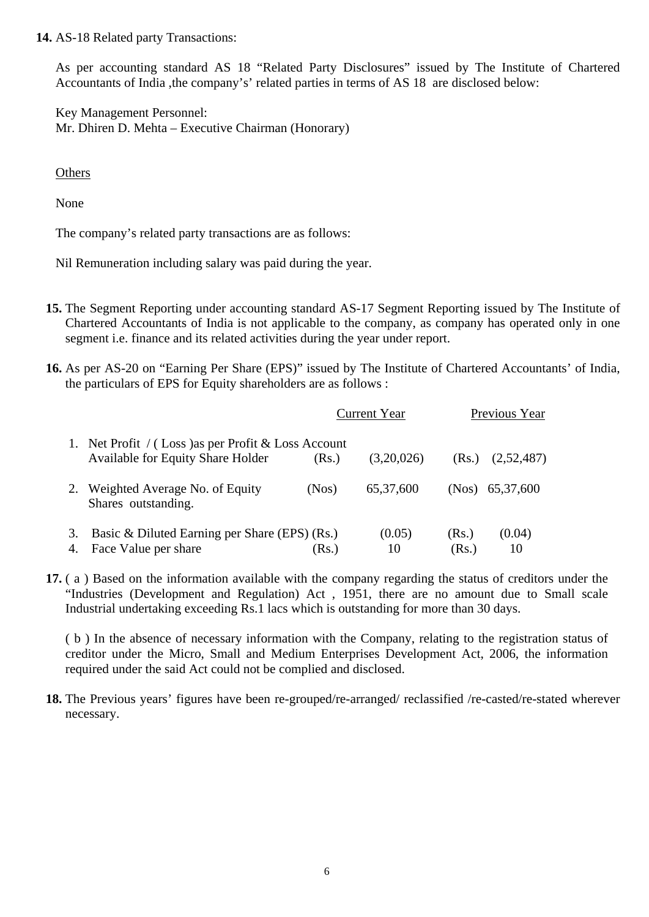**14.** AS-18 Related party Transactions:

As per accounting standard AS 18 "Related Party Disclosures" issued by The Institute of Chartered Accountants of India ,the company's' related parties in terms of AS 18 are disclosed below:

Key Management Personnel:
Mr. Dhiren D. Mehta – Executive Chairman (Honorary)

Others

None

The company's related party transactions are as follows:

Nil Remuneration including salary was paid during the year.

**15.** The Segment Reporting under accounting standard AS-17 Segment Reporting issued by The Institute of Chartered Accountants of India is not applicable to the company, as company has operated only in one segment i.e. finance and its related activities during the year under report.

**16.** As per AS-20 on "Earning Per Share (EPS)" issued by The Institute of Chartered Accountants' of India, the particulars of EPS for Equity shareholders are as follows :

| | | | Current Year | | Previous Year |
|---|---|---|---|---|---|
| 1. | Net Profit / ( Loss )as per Profit & Loss Account Available for Equity Share Holder | (Rs.) | (3,20,026) | (Rs.) | (2,52,487) |
| 2. | Weighted Average No. of Equity Shares outstanding. | (Nos) | 65,37,600 | (Nos) | 65,37,600 |
| 3. | Basic & Diluted Earning per Share (EPS) | (Rs.) | (0.05) | (Rs.) | (0.04) |
| 4. | Face Value per share | (Rs.) | 10 | (Rs.) | 10 |

**17.** ( a ) Based on the information available with the company regarding the status of creditors under the "Industries (Development and Regulation) Act , 1951, there are no amount due to Small scale Industrial undertaking exceeding Rs.1 lacs which is outstanding for more than 30 days.

( b ) In the absence of necessary information with the Company, relating to the registration status of creditor under the Micro, Small and Medium Enterprises Development Act, 2006, the information required under the said Act could not be complied and disclosed.

**18.** The Previous years' figures have been re-grouped/re-arranged/ reclassified /re-casted/re-stated wherever necessary.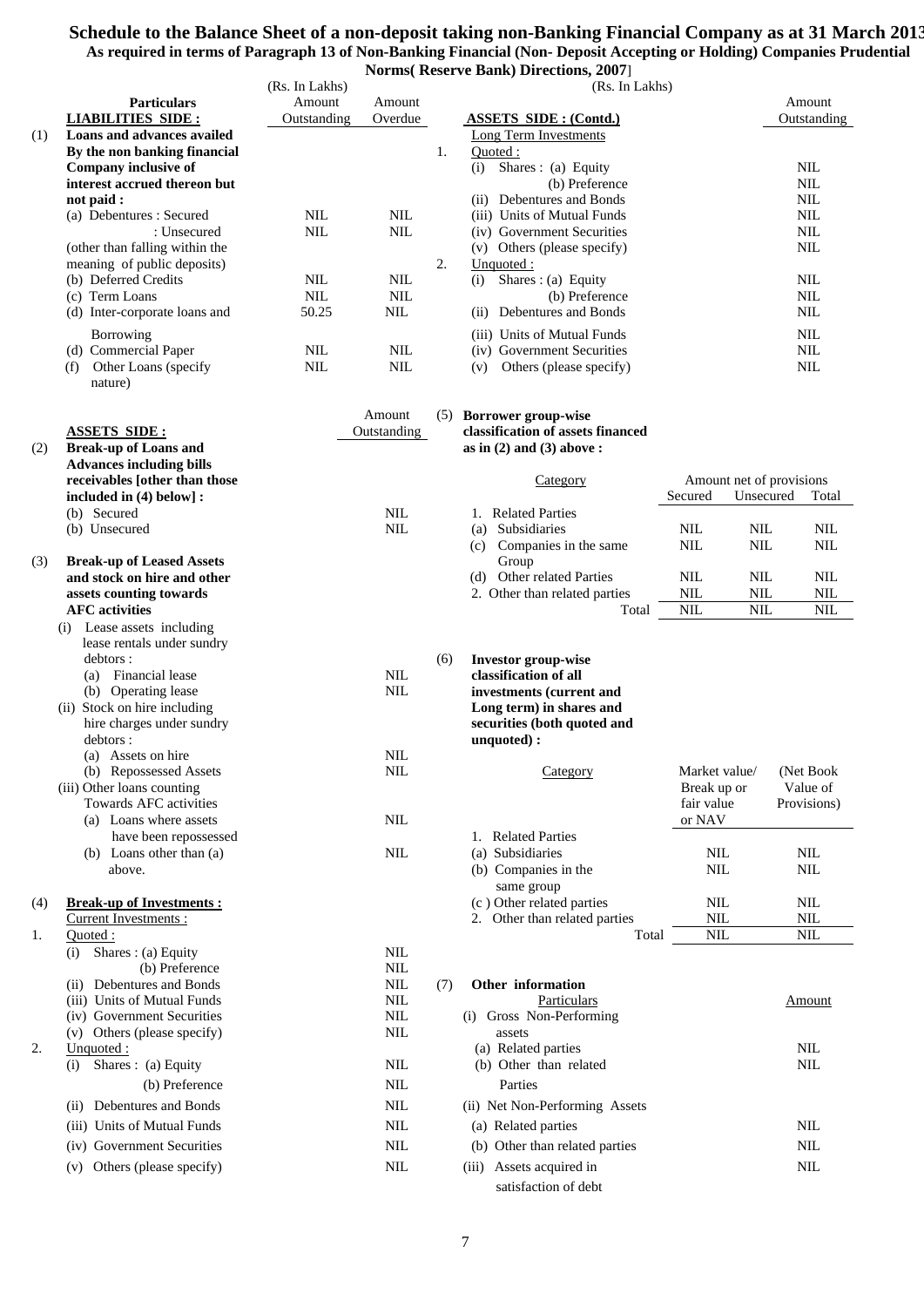# Schedule to the Balance Sheet of a non-deposit taking non-Banking Financial Company as at 31 March 2013

**As required in terms of Paragraph 13 of Non-Banking Financial (Non- Deposit Accepting or Holding) Companies Prudential Norms( Reserve Bank) Directions, 2007]**

(Rs. In Lakhs)

| | Particulars | Amount Outstanding | Amount Overdue |
|---|---|---|---|
| | **LIABILITIES SIDE :** | | |
| (1) | **Loans and advances availed By the non banking financial Company inclusive of interest accrued thereon but not paid :** | | |
| | (a) Debentures : Secured | NIL | NIL |
| | : Unsecured | NIL | NIL |
| | (other than falling within the meaning of public deposits) | | |
| | (b) Deferred Credits | NIL | NIL |
| | (c) Term Loans | NIL | NIL |
| | (d) Inter-corporate loans and Borrowing | 50.25 | NIL |
| | (d) Commercial Paper | NIL | NIL |
| | (f) Other Loans (specify nature) | NIL | NIL |

| | **ASSETS SIDE :** | Amount Outstanding |
|---|---|---|
| (2) | **Break-up of Loans and Advances including bills receivables [other than those included in (4) below] :** | |
| | (b) Secured | NIL |
| | (b) Unsecured | NIL |
| (3) | **Break-up of Leased Assets and stock on hire and other assets counting towards AFC activities** | |
| | (i) Lease assets including lease rentals under sundry debtors : | |
| | (a) Financial lease | NIL |
| | (b) Operating lease | NIL |
| | (ii) Stock on hire including hire charges under sundry debtors : | |
| | (a) Assets on hire | NIL |
| | (b) Repossessed Assets | NIL |
| | (iii) Other loans counting Towards AFC activities | |
| | (a) Loans where assets have been repossessed | NIL |
| | (b) Loans other than (a) above. | NIL |
| (4) | **Break-up of Investments :** | |
| | Current Investments : | |
| 1. | Quoted : | |
| | (i) Shares : (a) Equity | NIL |
| | (b) Preference | NIL |
| | (ii) Debentures and Bonds | NIL |
| | (iii) Units of Mutual Funds | NIL |
| | (iv) Government Securities | NIL |
| | (v) Others (please specify) | NIL |
| 2. | Unquoted : | |
| | (i) Shares : (a) Equity | NIL |
| | (b) Preference | NIL |
| | (ii) Debentures and Bonds | NIL |
| | (iii) Units of Mutual Funds | NIL |
| | (iv) Government Securities | NIL |
| | (v) Others (please specify) | NIL |

(Rs. In Lakhs)

| | **ASSETS SIDE : (Contd.)** | Amount Outstanding |
|---|---|---|
| | Long Term Investments | |
| 1. | Quoted : | |
| | (i) Shares : (a) Equity | NIL |
| | (b) Preference | NIL |
| | (ii) Debentures and Bonds | NIL |
| | (iii) Units of Mutual Funds | NIL |
| | (iv) Government Securities | NIL |
| | (v) Others (please specify) | NIL |
| 2. | Unquoted : | |
| | (i) Shares : (a) Equity | NIL |
| | (b) Preference | NIL |
| | (ii) Debentures and Bonds | NIL |
| | (iii) Units of Mutual Funds | NIL |
| | (iv) Government Securities | NIL |
| | (v) Others (please specify) | NIL |

**(5) Borrower group-wise classification of assets financed as in (2) and (3) above :**

| Category | Amount net of provisions | | |
|---|---|---|---|
| | Secured | Unsecured | Total |
| 1. Related Parties | | | |
| (a) Subsidiaries | NIL | NIL | NIL |
| (c) Companies in the same Group | NIL | NIL | NIL |
| (d) Other related Parties | NIL | NIL | NIL |
| 2. Other than related parties | NIL | NIL | NIL |
| Total | NIL | NIL | NIL |

**(6) Investor group-wise classification of all investments (current and Long term) in shares and securities (both quoted and unquoted) :**

| Category | Market value/ Break up or fair value or NAV | (Net Book Value of Provisions) |
|---|---|---|
| 1. Related Parties | | |
| (a) Subsidiaries | NIL | NIL |
| (b) Companies in the same group | NIL | NIL |
| (c ) Other related parties | NIL | NIL |
| 2. Other than related parties | NIL | NIL |
| Total | NIL | NIL |

**(7) Other information**

| Particulars | Amount |
|---|---|
| (i) Gross Non-Performing assets | |
| (a) Related parties | NIL |
| (b) Other than related Parties | NIL |
| (ii) Net Non-Performing Assets | |
| (a) Related parties | NIL |
| (b) Other than related parties | NIL |
| (iii) Assets acquired in satisfaction of debt | NIL |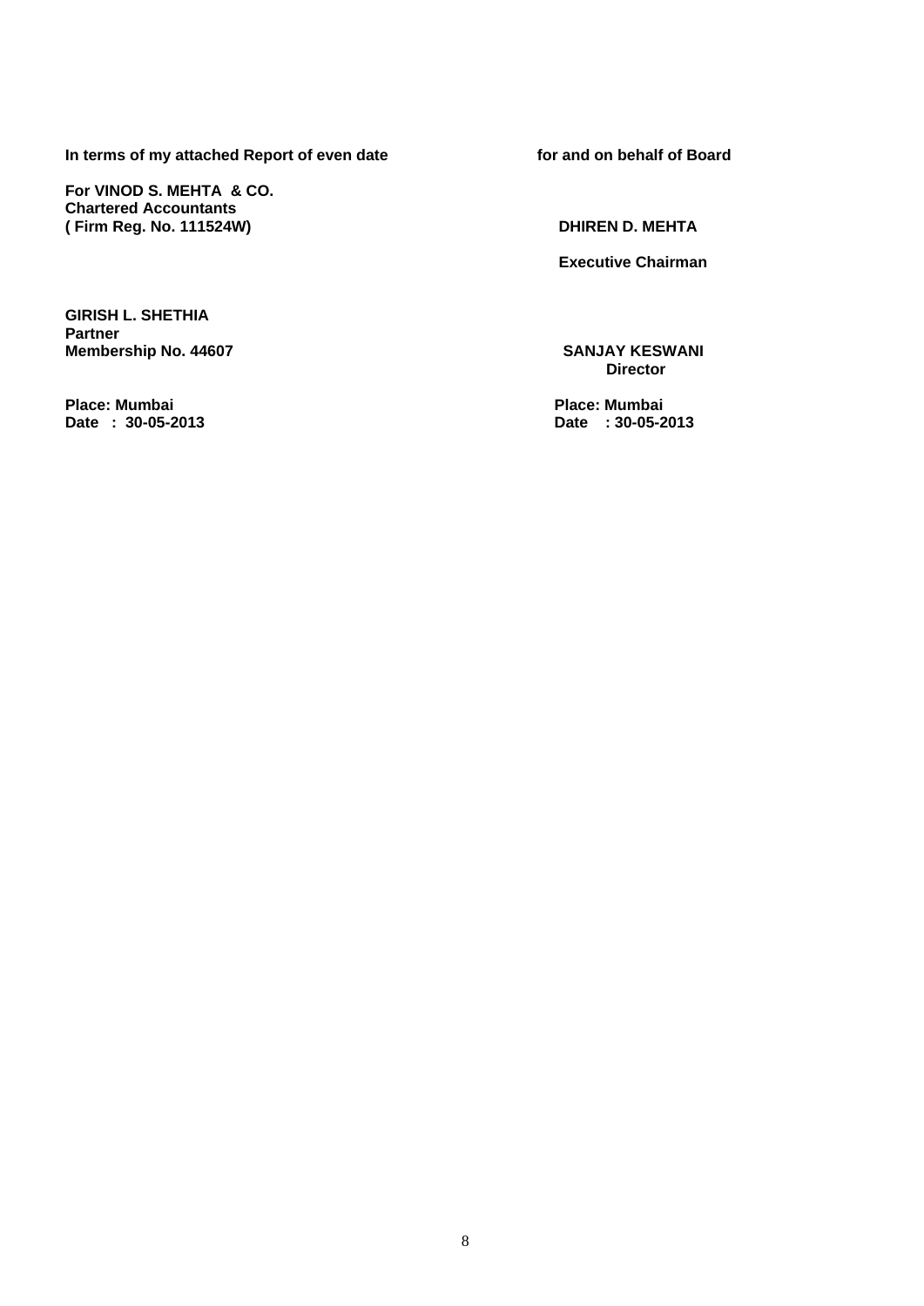**In terms of my attached Report of even date**

**For VINOD S. MEHTA & CO.**
**Chartered Accountants**
**( Firm Reg. No. 111524W)**

**GIRISH L. SHETHIA**
**Partner**
**Membership No. 44607**

**Place: Mumbai**
**Date : 30-05-2013**

**for and on behalf of Board**

**DHIREN D. MEHTA**

**Executive Chairman**

**SANJAY KESWANI**
**Director**

**Place: Mumbai**
**Date : 30-05-2013**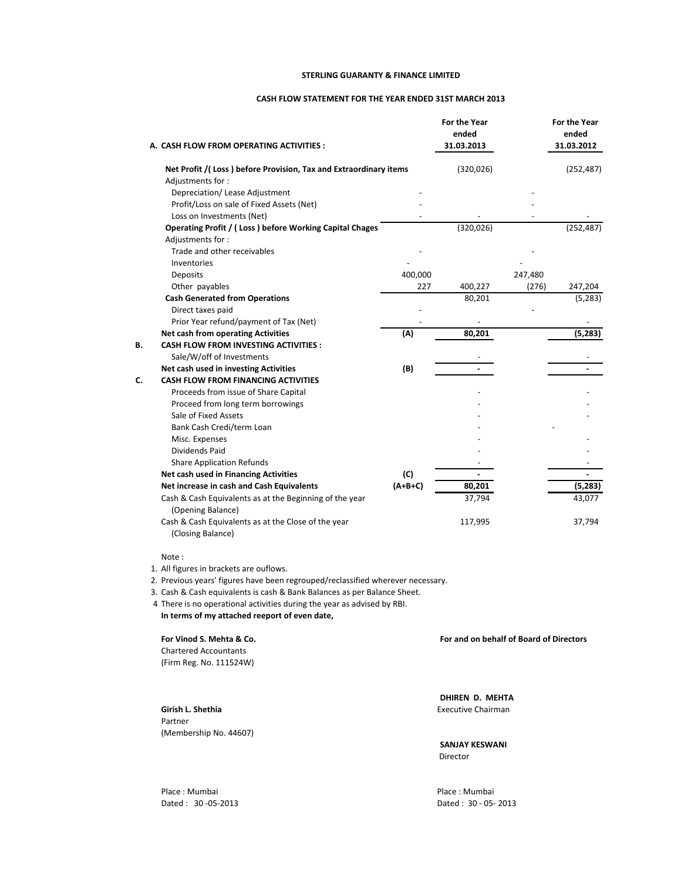**STERLING GUARANTY & FINANCE LIMITED**

**CASH FLOW STATEMENT FOR THE YEAR ENDED 31ST MARCH 2013**

| | | | For the Year ended 31.03.2013 | | For the Year ended 31.03.2012 |
|---|---|---|---|---|---|
| **A.** | **CASH FLOW FROM OPERATING ACTIVITIES :** | | | | |
| | **Net Profit /( Loss ) before Provision, Tax and Extraordinary items** | | (320,026) | | (252,487) |
| | Adjustments for : | | | | |
| | Depreciation/ Lease Adjustment | - | | - | |
| | Profit/Loss on sale of Fixed Assets (Net) | - | | - | |
| | Loss on Investments (Net) | - | - | - | - |
| | **Operating Profit / ( Loss ) before Working Capital Chages** | | (320,026) | | (252,487) |
| | Adjustments for : | | | | |
| | Trade and other receivables | - | | - | |
| | Inventories | - | | - | |
| | Deposits | 400,000 | | 247,480 | |
| | Other payables | 227 | 400,227 | (276) | 247,204 |
| | **Cash Generated from Operations** | | 80,201 | | (5,283) |
| | Direct taxes paid | - | | - | |
| | Prior Year refund/payment of Tax (Net) | - | - | | - |
| | **Net cash from operating Activities** | **(A)** | **80,201** | | **(5,283)** |
| **B.** | **CASH FLOW FROM INVESTING ACTIVITIES :** | | | | |
| | Sale/W/off of Investments | | - | | - |
| | **Net cash used in investing Activities** | **(B)** | **-** | | **-** |
| **C.** | **CASH FLOW FROM FINANCING ACTIVITIES** | | | | |
| | Proceeds from issue of Share Capital | | - | | - |
| | Proceed from long term borrowings | | - | | - |
| | Sale of Fixed Assets | | - | | - |
| | Bank Cash Credi/term Loan | | - | - | |
| | Misc. Expenses | | - | | - |
| | Dividends Paid | | - | | - |
| | Share Application Refunds | | - | | - |
| | **Net cash used in Financing Activities** | **(C)** | **-** | | **-** |
| | **Net increase in cash and Cash Equivalents** | **(A+B+C)** | **80,201** | | **(5,283)** |
| | Cash & Cash Equivalents as at the Beginning of the year (Opening Balance) | | 37,794 | | 43,077 |
| | Cash & Cash Equivalents as at the Close of the year (Closing Balance) | | 117,995 | | 37,794 |

Note :

1. All figures in brackets are ouflows.
2. Previous years' figures have been regrouped/reclassified wherever necessary.
3. Cash & Cash equivalents is cash & Bank Balances as per Balance Sheet.
4. There is no operational activities during the year as advised by RBI.

**In terms of my attached reeport of even date,**

**For Vinod S. Mehta & Co.**
Chartered Accountants
(Firm Reg. No. 111524W)

**Girish L. Shethia**
Partner
(Membership No. 44607)

Place : Mumbai
Dated : 30 -05-2013

**For and on behalf of Board of Directors**

**DHIREN D. MEHTA**
Executive Chairman

**SANJAY KESWANI**
Director

Place : Mumbai
Dated : 30 - 05- 2013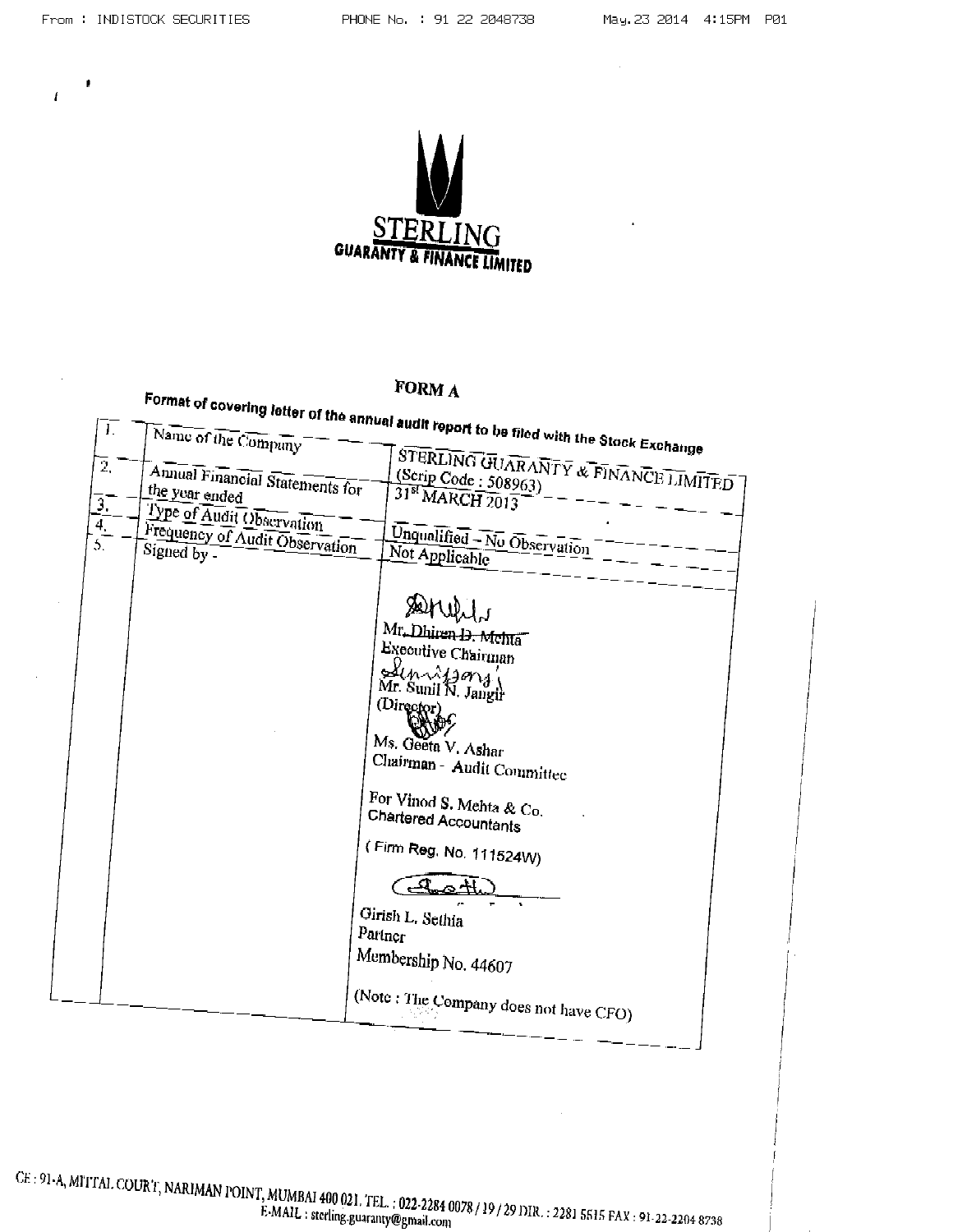STERLING
GUARANTY & FINANCE LIMITED

# FORM A

**Format of covering letter of the annual audit report to be filed with the Stock Exchange**

| | | |
|---|---|---|
| 1. | Name of the Company | STERLING GUARANTY & FINANCE LIMITED (Scrip Code : 508963) |
| 2. | Annual Financial Statements for the year ended | 31st MARCH 2013 |
| 3. | Type of Audit Observation | Unqualified – No Observation |
| 4. | Frequency of Audit Observation | Not Applicable |
| 5. | Signed by - | Mr. Dhiren D. Mehta<br>Executive Chairman<br><br>Mr. Sunil N. Jangir<br>(Director)<br><br>Ms. Geeta V. Ashar<br>Chairman - Audit Committee<br><br>For Vinod S. Mehta & Co.<br>Chartered Accountants<br>( Firm Reg. No. 111524W)<br><br>Girish L. Sethia<br>Partner<br>Membership No. 44607<br><br>(Note : The Company does not have CFO) |

CE : 91-A, MITTAL COURT, NARIMAN POINT, MUMBAI 400 021. TEL. : 022-2284 0078 / 19 / 29 DIR. : 2281 5515 FAX : 91-22-2204 8738
E-MAIL : sterling.guaranty@gmail.com